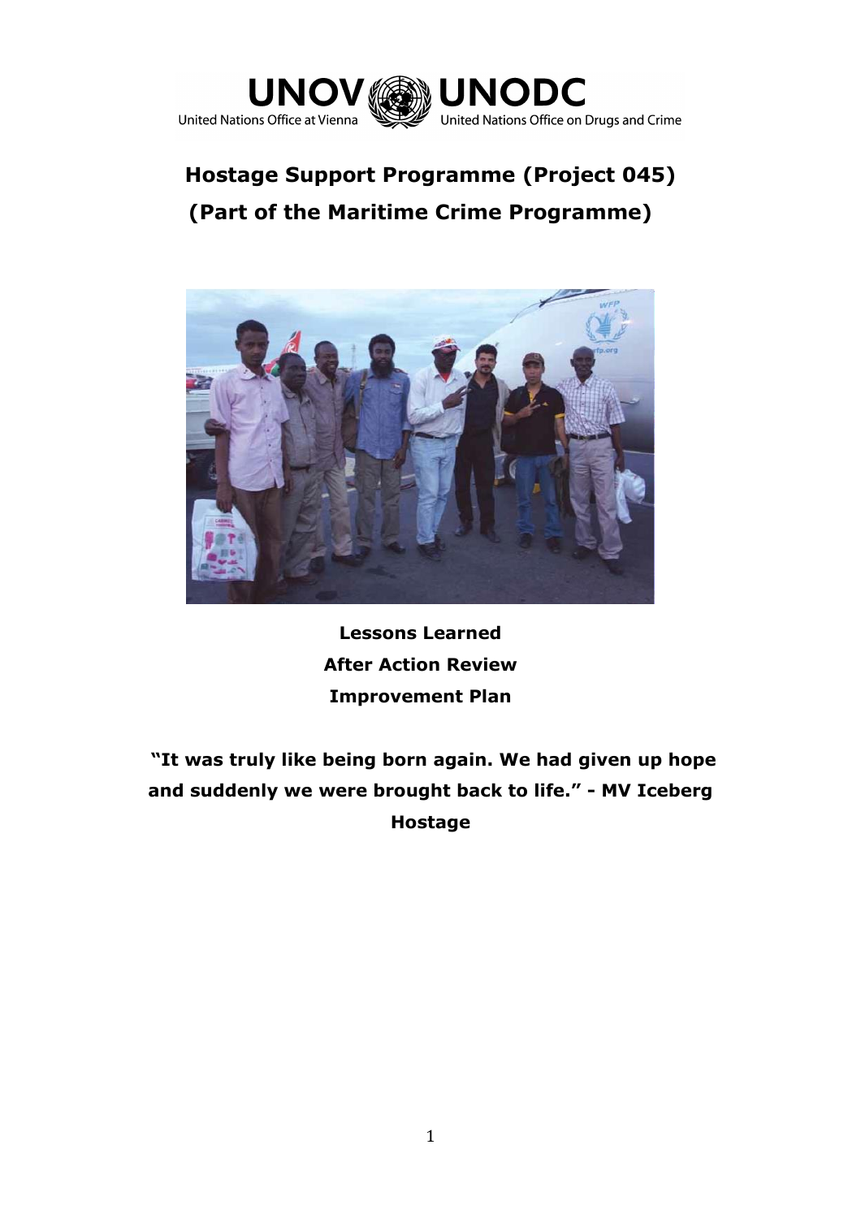UNOV United Nations Office at Vienna — UNODC United Nations Office on Drugs and Crime

# Hostage Support Programme (Project 045)

# (Part of the Maritime Crime Programme)

**Lessons Learned**

**After Action Review**

**Improvement Plan**

**"It was truly like being born again. We had given up hope and suddenly we were brought back to life." - MV Iceberg Hostage**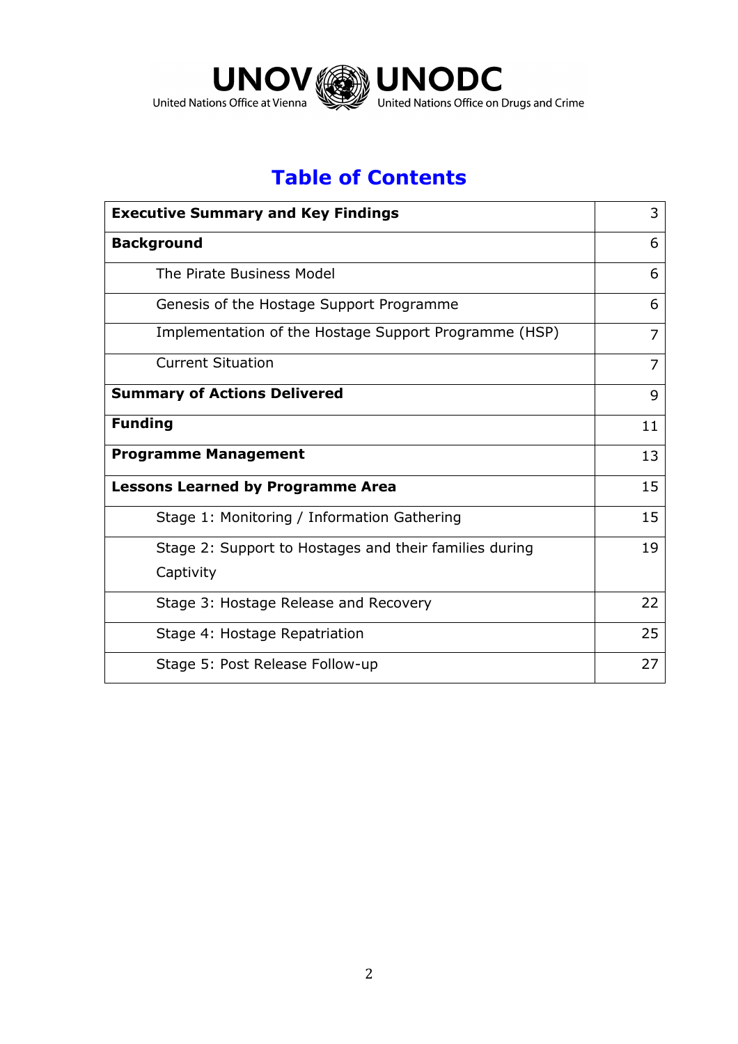UNOV United Nations Office at Vienna UNODC United Nations Office on Drugs and Crime

# Table of Contents

| | |
|---|---|
| **Executive Summary and Key Findings** | 3 |
| **Background** | 6 |
| The Pirate Business Model | 6 |
| Genesis of the Hostage Support Programme | 6 |
| Implementation of the Hostage Support Programme (HSP) | 7 |
| Current Situation | 7 |
| **Summary of Actions Delivered** | 9 |
| **Funding** | 11 |
| **Programme Management** | 13 |
| **Lessons Learned by Programme Area** | 15 |
| Stage 1: Monitoring / Information Gathering | 15 |
| Stage 2: Support to Hostages and their families during Captivity | 19 |
| Stage 3: Hostage Release and Recovery | 22 |
| Stage 4: Hostage Repatriation | 25 |
| Stage 5: Post Release Follow-up | 27 |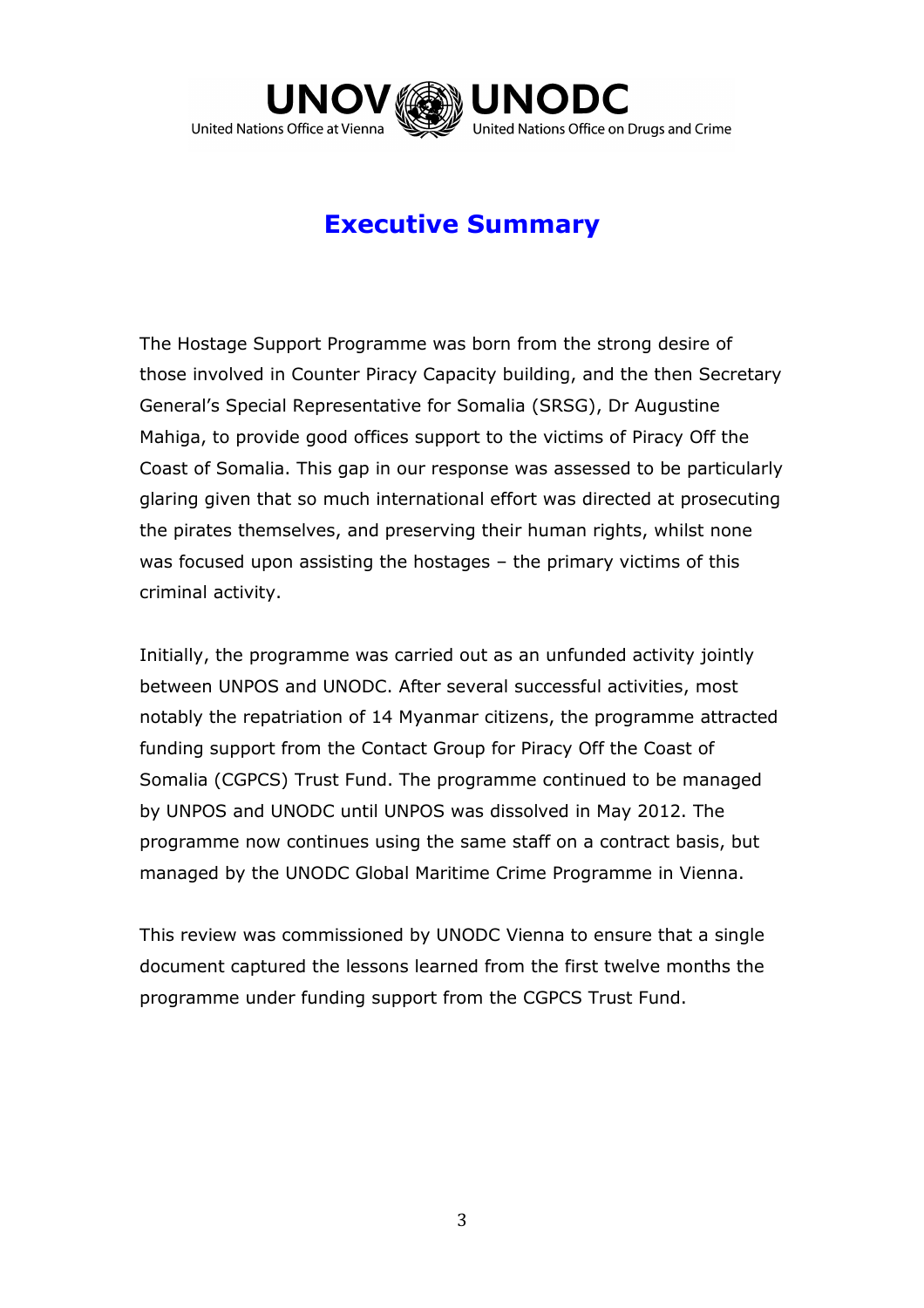# Executive Summary

The Hostage Support Programme was born from the strong desire of those involved in Counter Piracy Capacity building, and the then Secretary General's Special Representative for Somalia (SRSG), Dr Augustine Mahiga, to provide good offices support to the victims of Piracy Off the Coast of Somalia. This gap in our response was assessed to be particularly glaring given that so much international effort was directed at prosecuting the pirates themselves, and preserving their human rights, whilst none was focused upon assisting the hostages – the primary victims of this criminal activity.

Initially, the programme was carried out as an unfunded activity jointly between UNPOS and UNODC. After several successful activities, most notably the repatriation of 14 Myanmar citizens, the programme attracted funding support from the Contact Group for Piracy Off the Coast of Somalia (CGPCS) Trust Fund. The programme continued to be managed by UNPOS and UNODC until UNPOS was dissolved in May 2012. The programme now continues using the same staff on a contract basis, but managed by the UNODC Global Maritime Crime Programme in Vienna.

This review was commissioned by UNODC Vienna to ensure that a single document captured the lessons learned from the first twelve months the programme under funding support from the CGPCS Trust Fund.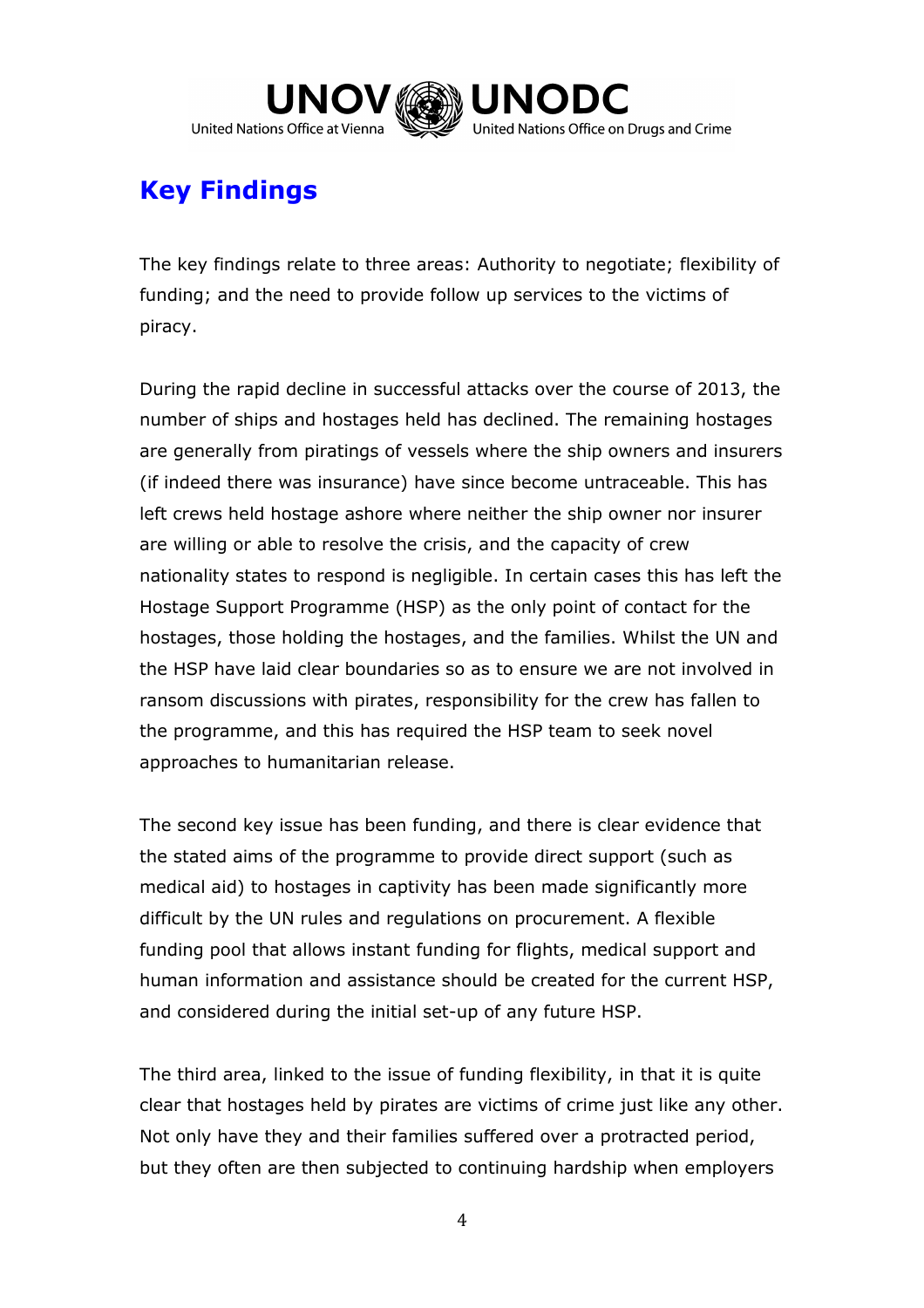## Key Findings

The key findings relate to three areas: Authority to negotiate; flexibility of funding; and the need to provide follow up services to the victims of piracy.

During the rapid decline in successful attacks over the course of 2013, the number of ships and hostages held has declined. The remaining hostages are generally from piratings of vessels where the ship owners and insurers (if indeed there was insurance) have since become untraceable. This has left crews held hostage ashore where neither the ship owner nor insurer are willing or able to resolve the crisis, and the capacity of crew nationality states to respond is negligible. In certain cases this has left the Hostage Support Programme (HSP) as the only point of contact for the hostages, those holding the hostages, and the families. Whilst the UN and the HSP have laid clear boundaries so as to ensure we are not involved in ransom discussions with pirates, responsibility for the crew has fallen to the programme, and this has required the HSP team to seek novel approaches to humanitarian release.

The second key issue has been funding, and there is clear evidence that the stated aims of the programme to provide direct support (such as medical aid) to hostages in captivity has been made significantly more difficult by the UN rules and regulations on procurement. A flexible funding pool that allows instant funding for flights, medical support and human information and assistance should be created for the current HSP, and considered during the initial set-up of any future HSP.

The third area, linked to the issue of funding flexibility, in that it is quite clear that hostages held by pirates are victims of crime just like any other. Not only have they and their families suffered over a protracted period, but they often are then subjected to continuing hardship when employers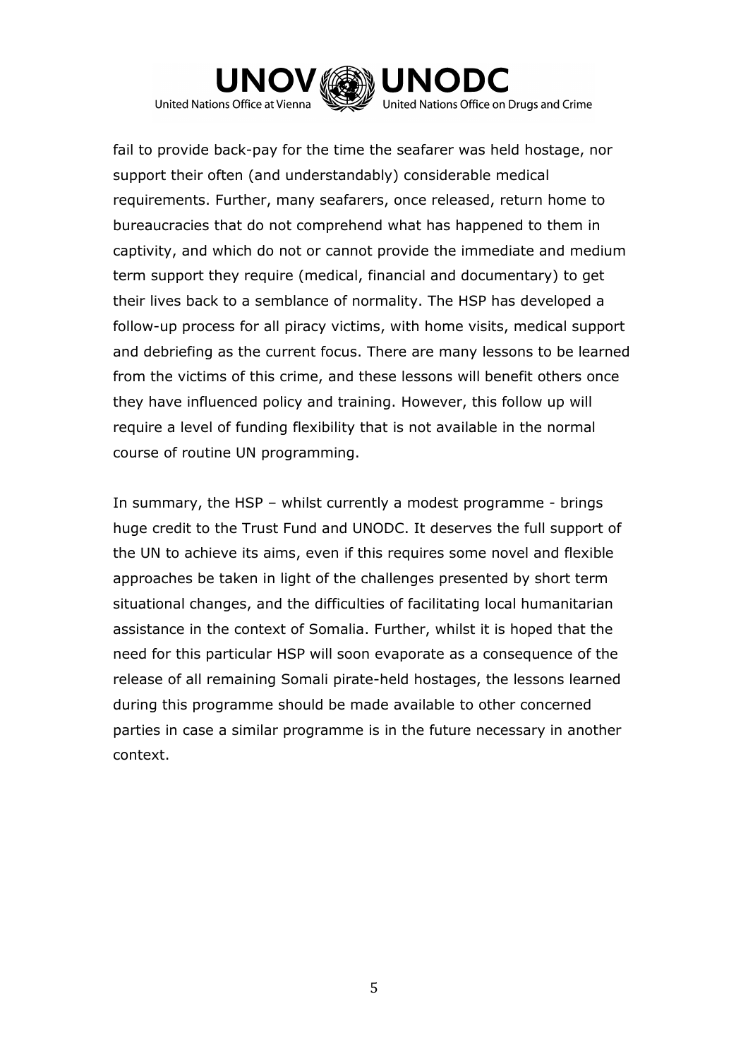fail to provide back-pay for the time the seafarer was held hostage, nor support their often (and understandably) considerable medical requirements. Further, many seafarers, once released, return home to bureaucracies that do not comprehend what has happened to them in captivity, and which do not or cannot provide the immediate and medium term support they require (medical, financial and documentary) to get their lives back to a semblance of normality. The HSP has developed a follow-up process for all piracy victims, with home visits, medical support and debriefing as the current focus. There are many lessons to be learned from the victims of this crime, and these lessons will benefit others once they have influenced policy and training. However, this follow up will require a level of funding flexibility that is not available in the normal course of routine UN programming.

In summary, the HSP – whilst currently a modest programme - brings huge credit to the Trust Fund and UNODC. It deserves the full support of the UN to achieve its aims, even if this requires some novel and flexible approaches be taken in light of the challenges presented by short term situational changes, and the difficulties of facilitating local humanitarian assistance in the context of Somalia. Further, whilst it is hoped that the need for this particular HSP will soon evaporate as a consequence of the release of all remaining Somali pirate-held hostages, the lessons learned during this programme should be made available to other concerned parties in case a similar programme is in the future necessary in another context.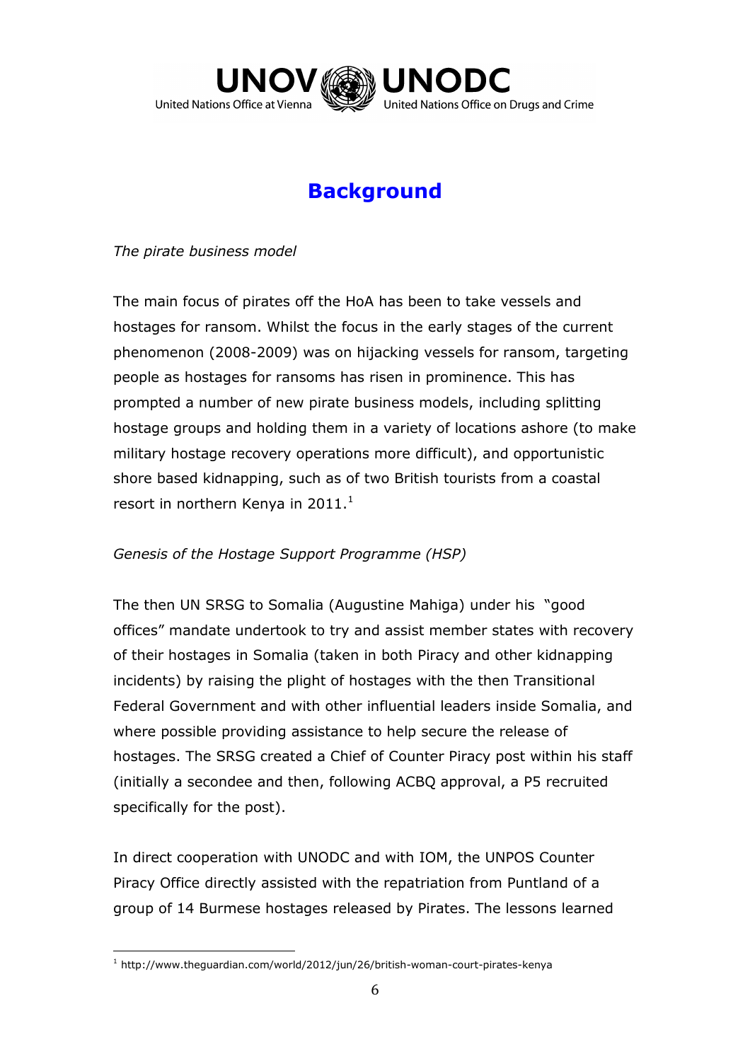# Background

*The pirate business model*

The main focus of pirates off the HoA has been to take vessels and hostages for ransom. Whilst the focus in the early stages of the current phenomenon (2008-2009) was on hijacking vessels for ransom, targeting people as hostages for ransoms has risen in prominence. This has prompted a number of new pirate business models, including splitting hostage groups and holding them in a variety of locations ashore (to make military hostage recovery operations more difficult), and opportunistic shore based kidnapping, such as of two British tourists from a coastal resort in northern Kenya in 2011.[1]

*Genesis of the Hostage Support Programme (HSP)*

The then UN SRSG to Somalia (Augustine Mahiga) under his "good offices" mandate undertook to try and assist member states with recovery of their hostages in Somalia (taken in both Piracy and other kidnapping incidents) by raising the plight of hostages with the then Transitional Federal Government and with other influential leaders inside Somalia, and where possible providing assistance to help secure the release of hostages. The SRSG created a Chief of Counter Piracy post within his staff (initially a secondee and then, following ACBQ approval, a P5 recruited specifically for the post).

In direct cooperation with UNODC and with IOM, the UNPOS Counter Piracy Office directly assisted with the repatriation from Puntland of a group of 14 Burmese hostages released by Pirates. The lessons learned

[1] http://www.theguardian.com/world/2012/jun/26/british-woman-court-pirates-kenya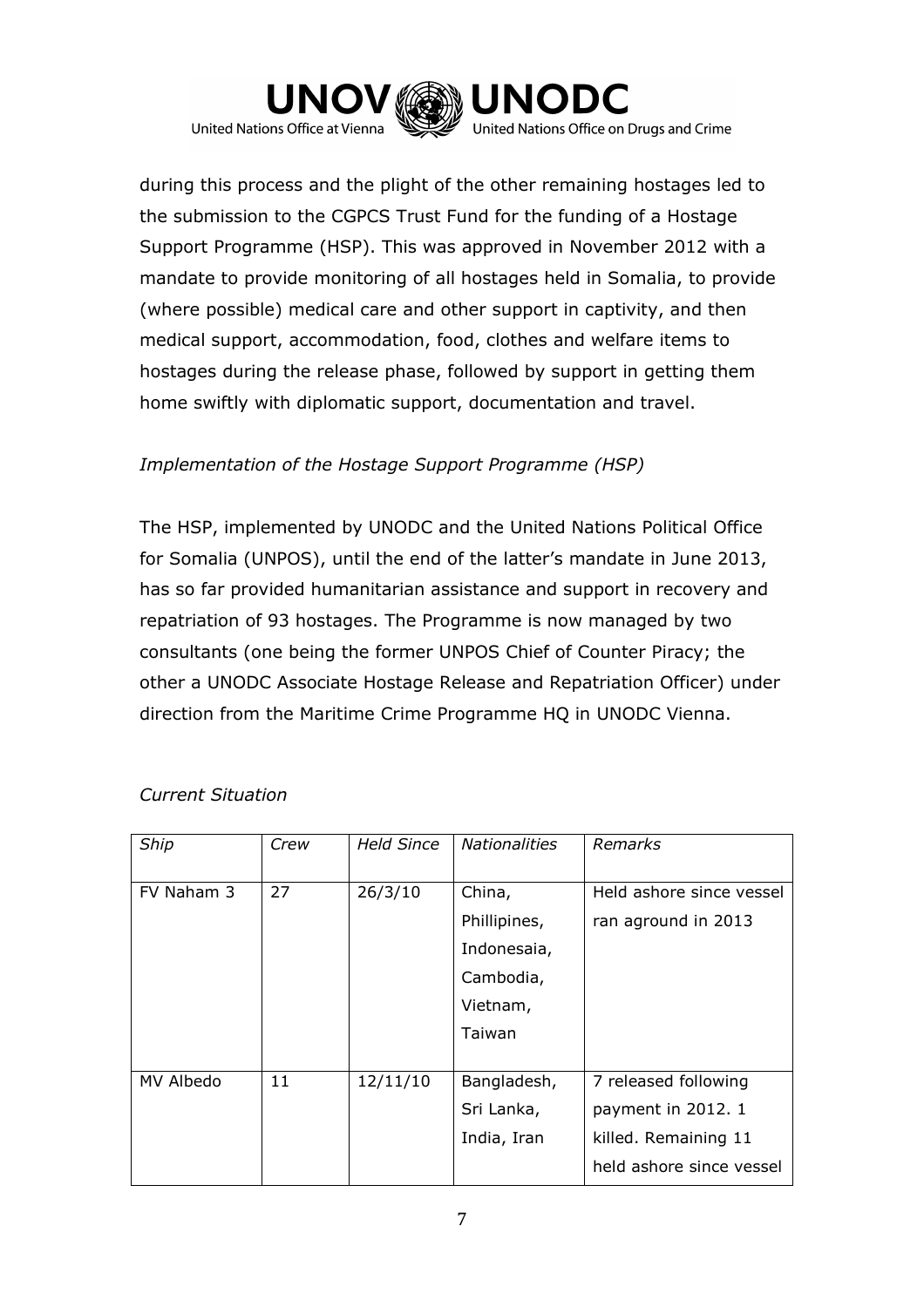during this process and the plight of the other remaining hostages led to the submission to the CGPCS Trust Fund for the funding of a Hostage Support Programme (HSP). This was approved in November 2012 with a mandate to provide monitoring of all hostages held in Somalia, to provide (where possible) medical care and other support in captivity, and then medical support, accommodation, food, clothes and welfare items to hostages during the release phase, followed by support in getting them home swiftly with diplomatic support, documentation and travel.

*Implementation of the Hostage Support Programme (HSP)*

The HSP, implemented by UNODC and the United Nations Political Office for Somalia (UNPOS), until the end of the latter's mandate in June 2013, has so far provided humanitarian assistance and support in recovery and repatriation of 93 hostages. The Programme is now managed by two consultants (one being the former UNPOS Chief of Counter Piracy; the other a UNODC Associate Hostage Release and Repatriation Officer) under direction from the Maritime Crime Programme HQ in UNODC Vienna.

*Current Situation*

| *Ship* | *Crew* | *Held Since* | *Nationalities* | *Remarks* |
|---|---|---|---|---|
| FV Naham 3 | 27 | 26/3/10 | China, Phillipines, Indonesaia, Cambodia, Vietnam, Taiwan | Held ashore since vessel ran aground in 2013 |
| MV Albedo | 11 | 12/11/10 | Bangladesh, Sri Lanka, India, Iran | 7 released following payment in 2012. 1 killed. Remaining 11 held ashore since vessel |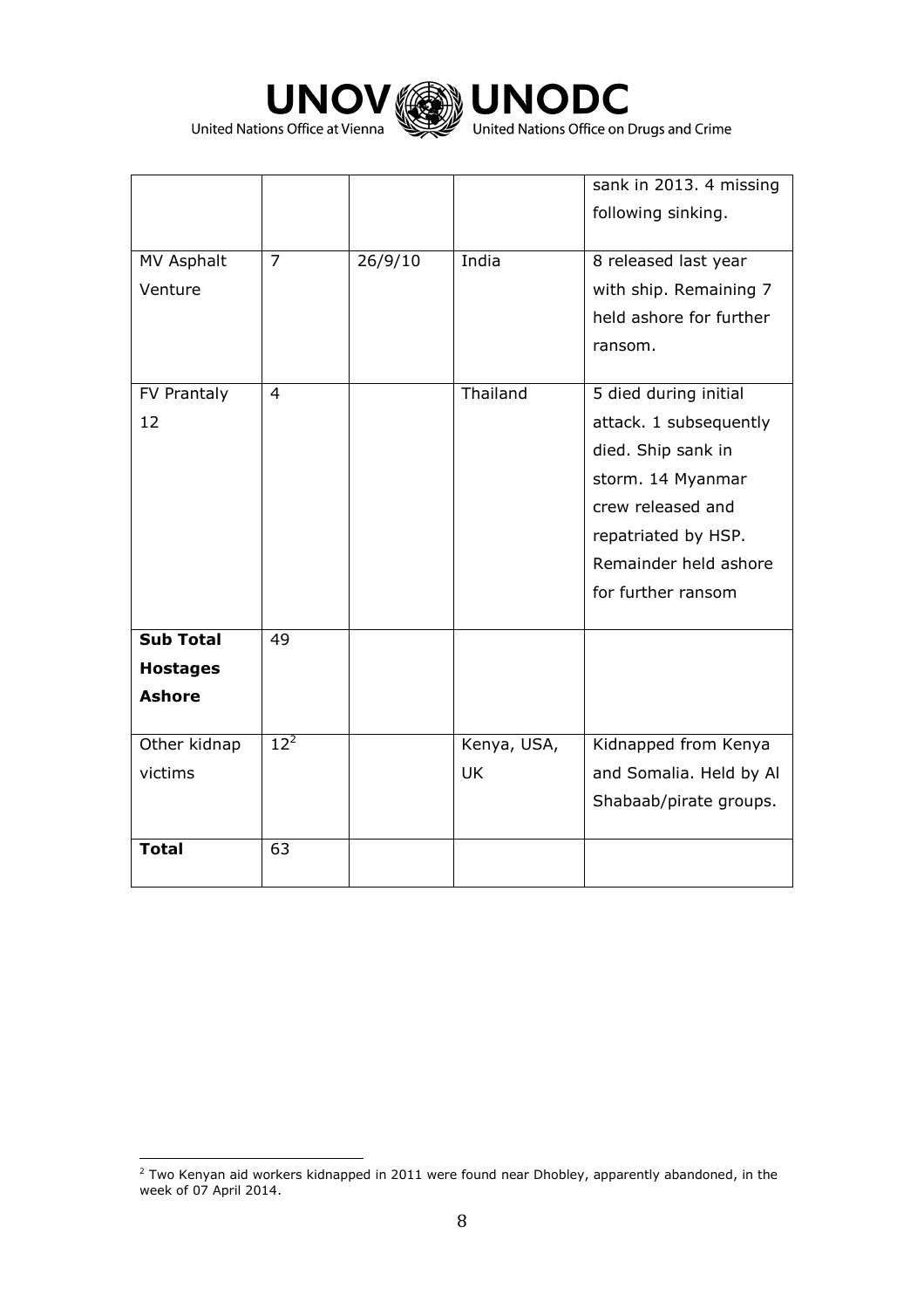| | | | | sank in 2013. 4 missing following sinking. |
|---|---|---|---|---|
| MV Asphalt Venture | 7 | 26/9/10 | India | 8 released last year with ship. Remaining 7 held ashore for further ransom. |
| FV Prantaly 12 | 4 | | Thailand | 5 died during initial attack. 1 subsequently died. Ship sank in storm. 14 Myanmar crew released and repatriated by HSP. Remainder held ashore for further ransom |
| **Sub Total Hostages Ashore** | 49 | | | |
| Other kidnap victims | 12[2] | | Kenya, USA, UK | Kidnapped from Kenya and Somalia. Held by Al Shabaab/pirate groups. |
| **Total** | 63 | | | |

[2] Two Kenyan aid workers kidnapped in 2011 were found near Dhobley, apparently abandoned, in the week of 07 April 2014.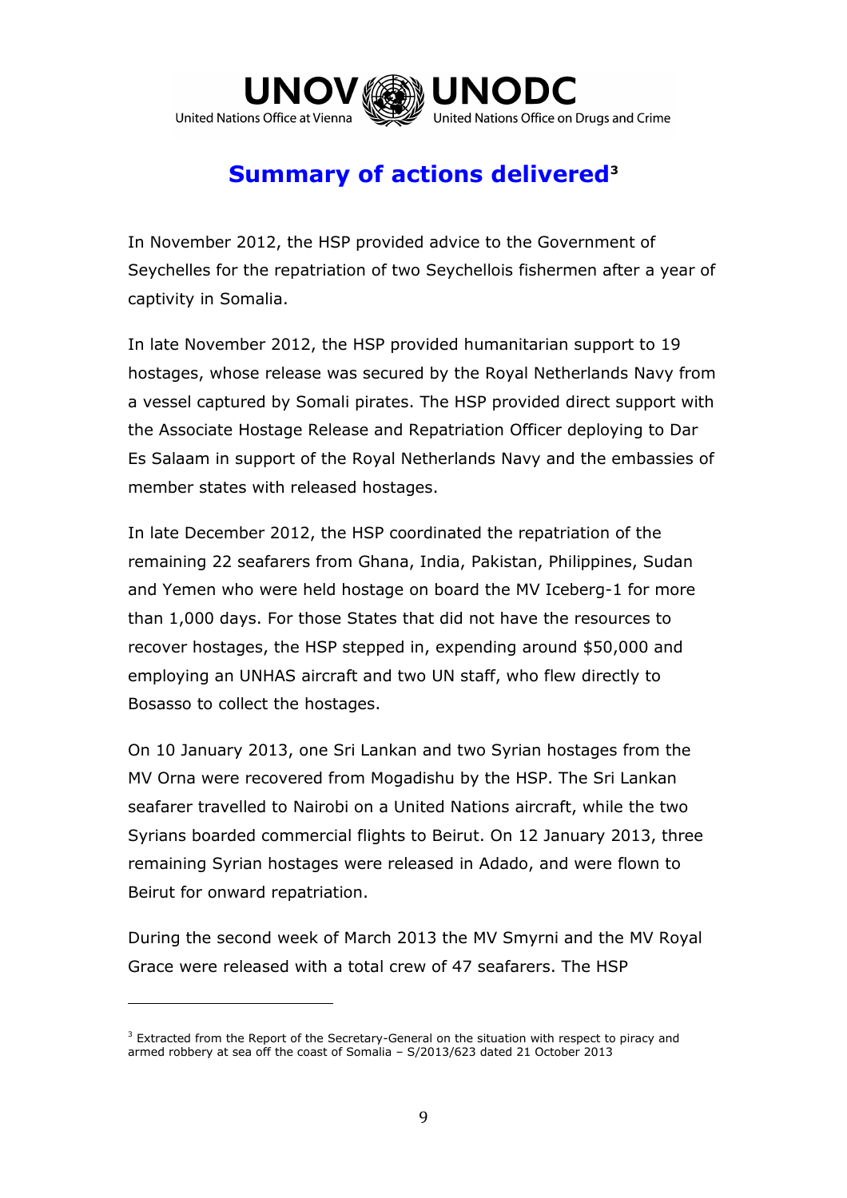## Summary of actions delivered[3]

In November 2012, the HSP provided advice to the Government of Seychelles for the repatriation of two Seychellois fishermen after a year of captivity in Somalia.

In late November 2012, the HSP provided humanitarian support to 19 hostages, whose release was secured by the Royal Netherlands Navy from a vessel captured by Somali pirates. The HSP provided direct support with the Associate Hostage Release and Repatriation Officer deploying to Dar Es Salaam in support of the Royal Netherlands Navy and the embassies of member states with released hostages.

In late December 2012, the HSP coordinated the repatriation of the remaining 22 seafarers from Ghana, India, Pakistan, Philippines, Sudan and Yemen who were held hostage on board the MV Iceberg-1 for more than 1,000 days. For those States that did not have the resources to recover hostages, the HSP stepped in, expending around $50,000 and employing an UNHAS aircraft and two UN staff, who flew directly to Bosasso to collect the hostages.

On 10 January 2013, one Sri Lankan and two Syrian hostages from the MV Orna were recovered from Mogadishu by the HSP. The Sri Lankan seafarer travelled to Nairobi on a United Nations aircraft, while the two Syrians boarded commercial flights to Beirut. On 12 January 2013, three remaining Syrian hostages were released in Adado, and were flown to Beirut for onward repatriation.

During the second week of March 2013 the MV Smyrni and the MV Royal Grace were released with a total crew of 47 seafarers. The HSP

---

[3] Extracted from the Report of the Secretary-General on the situation with respect to piracy and armed robbery at sea off the coast of Somalia – S/2013/623 dated 21 October 2013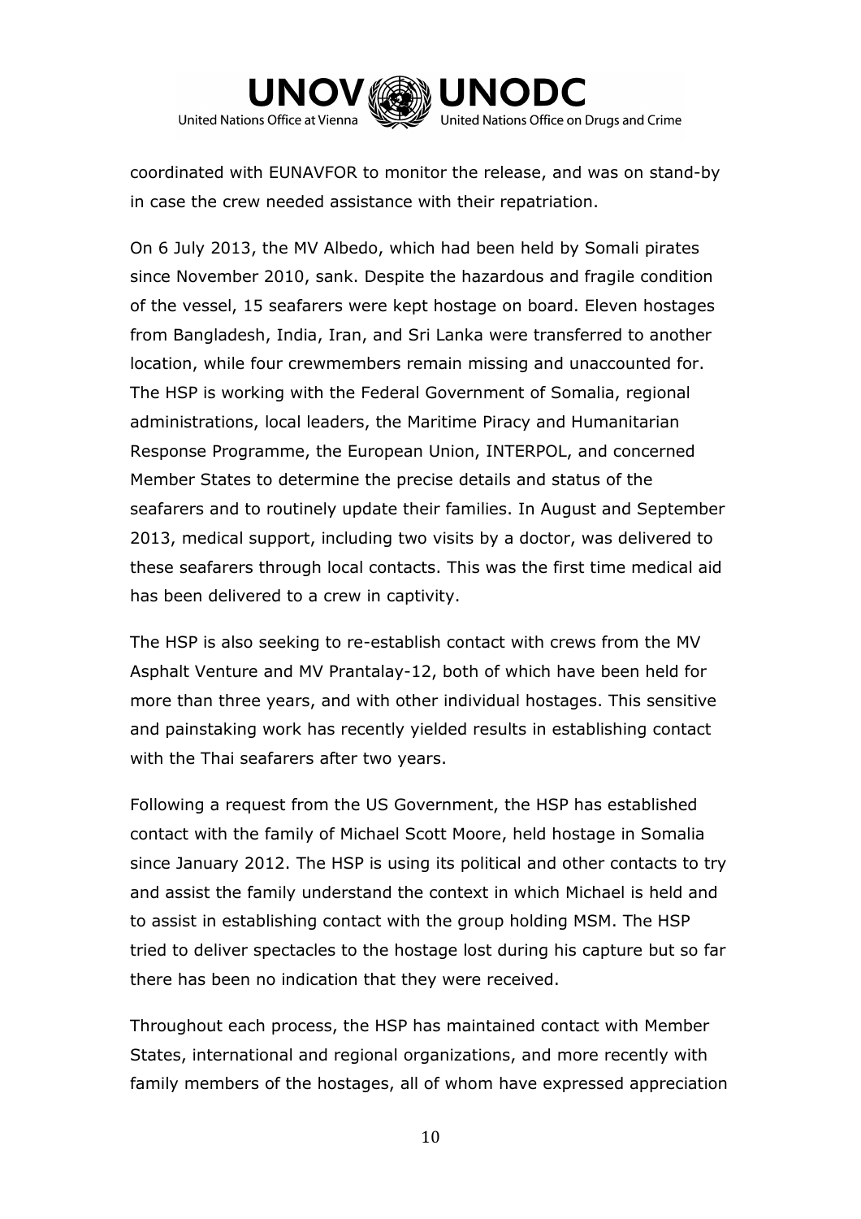coordinated with EUNAVFOR to monitor the release, and was on stand-by in case the crew needed assistance with their repatriation.

On 6 July 2013, the MV Albedo, which had been held by Somali pirates since November 2010, sank. Despite the hazardous and fragile condition of the vessel, 15 seafarers were kept hostage on board. Eleven hostages from Bangladesh, India, Iran, and Sri Lanka were transferred to another location, while four crewmembers remain missing and unaccounted for. The HSP is working with the Federal Government of Somalia, regional administrations, local leaders, the Maritime Piracy and Humanitarian Response Programme, the European Union, INTERPOL, and concerned Member States to determine the precise details and status of the seafarers and to routinely update their families. In August and September 2013, medical support, including two visits by a doctor, was delivered to these seafarers through local contacts. This was the first time medical aid has been delivered to a crew in captivity.

The HSP is also seeking to re-establish contact with crews from the MV Asphalt Venture and MV Prantalay-12, both of which have been held for more than three years, and with other individual hostages. This sensitive and painstaking work has recently yielded results in establishing contact with the Thai seafarers after two years.

Following a request from the US Government, the HSP has established contact with the family of Michael Scott Moore, held hostage in Somalia since January 2012. The HSP is using its political and other contacts to try and assist the family understand the context in which Michael is held and to assist in establishing contact with the group holding MSM. The HSP tried to deliver spectacles to the hostage lost during his capture but so far there has been no indication that they were received.

Throughout each process, the HSP has maintained contact with Member States, international and regional organizations, and more recently with family members of the hostages, all of whom have expressed appreciation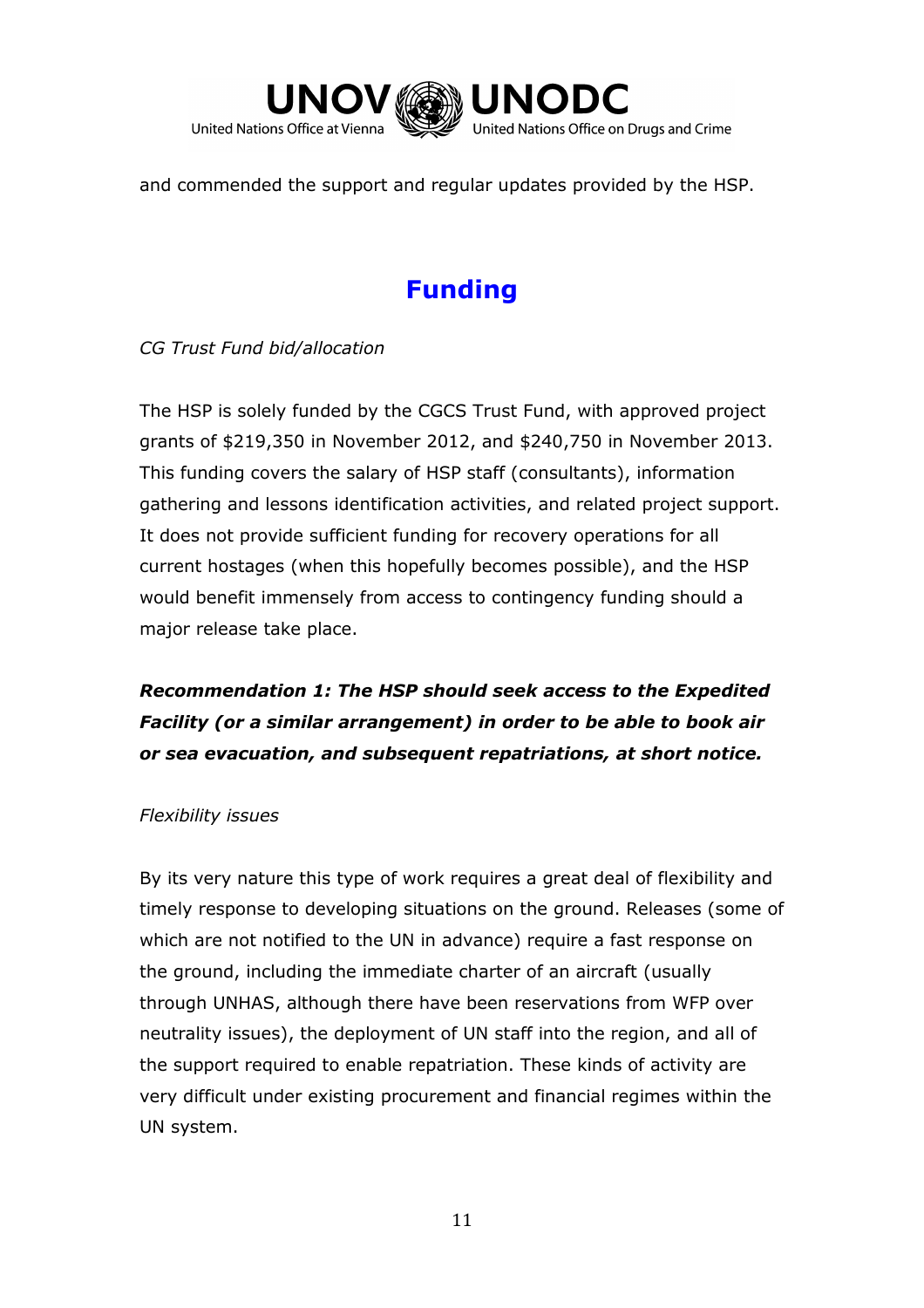and commended the support and regular updates provided by the HSP.

# Funding

*CG Trust Fund bid/allocation*

The HSP is solely funded by the CGCS Trust Fund, with approved project grants of $219,350 in November 2012, and $240,750 in November 2013. This funding covers the salary of HSP staff (consultants), information gathering and lessons identification activities, and related project support. It does not provide sufficient funding for recovery operations for all current hostages (when this hopefully becomes possible), and the HSP would benefit immensely from access to contingency funding should a major release take place.

***Recommendation 1: The HSP should seek access to the Expedited Facility (or a similar arrangement) in order to be able to book air or sea evacuation, and subsequent repatriations, at short notice.***

*Flexibility issues*

By its very nature this type of work requires a great deal of flexibility and timely response to developing situations on the ground. Releases (some of which are not notified to the UN in advance) require a fast response on the ground, including the immediate charter of an aircraft (usually through UNHAS, although there have been reservations from WFP over neutrality issues), the deployment of UN staff into the region, and all of the support required to enable repatriation. These kinds of activity are very difficult under existing procurement and financial regimes within the UN system.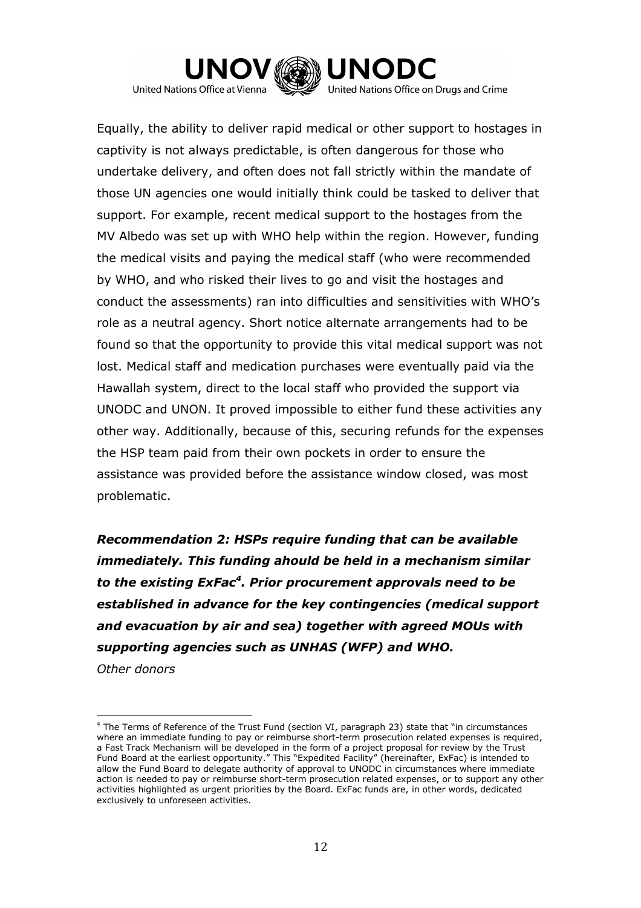Equally, the ability to deliver rapid medical or other support to hostages in captivity is not always predictable, is often dangerous for those who undertake delivery, and often does not fall strictly within the mandate of those UN agencies one would initially think could be tasked to deliver that support. For example, recent medical support to the hostages from the MV Albedo was set up with WHO help within the region. However, funding the medical visits and paying the medical staff (who were recommended by WHO, and who risked their lives to go and visit the hostages and conduct the assessments) ran into difficulties and sensitivities with WHO's role as a neutral agency. Short notice alternate arrangements had to be found so that the opportunity to provide this vital medical support was not lost. Medical staff and medication purchases were eventually paid via the Hawallah system, direct to the local staff who provided the support via UNODC and UNON. It proved impossible to either fund these activities any other way. Additionally, because of this, securing refunds for the expenses the HSP team paid from their own pockets in order to ensure the assistance was provided before the assistance window closed, was most problematic.

***Recommendation 2: HSPs require funding that can be available immediately. This funding ahould be held in a mechanism similar to the existing ExFac[4]. Prior procurement approvals need to be established in advance for the key contingencies (medical support and evacuation by air and sea) together with agreed MOUs with supporting agencies such as UNHAS (WFP) and WHO.***

*Other donors*

[4] The Terms of Reference of the Trust Fund (section VI, paragraph 23) state that "in circumstances where an immediate funding to pay or reimburse short-term prosecution related expenses is required, a Fast Track Mechanism will be developed in the form of a project proposal for review by the Trust Fund Board at the earliest opportunity." This "Expedited Facility" (hereinafter, ExFac) is intended to allow the Fund Board to delegate authority of approval to UNODC in circumstances where immediate action is needed to pay or reimburse short-term prosecution related expenses, or to support any other activities highlighted as urgent priorities by the Board. ExFac funds are, in other words, dedicated exclusively to unforeseen activities.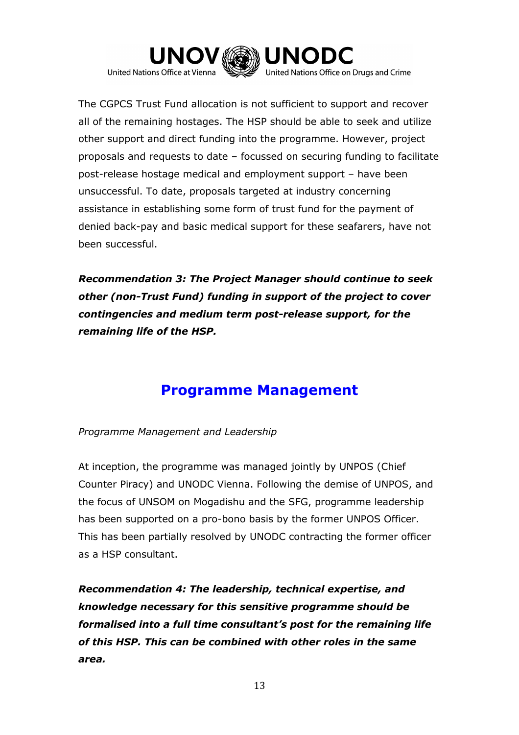The CGPCS Trust Fund allocation is not sufficient to support and recover all of the remaining hostages. The HSP should be able to seek and utilize other support and direct funding into the programme. However, project proposals and requests to date – focussed on securing funding to facilitate post-release hostage medical and employment support – have been unsuccessful. To date, proposals targeted at industry concerning assistance in establishing some form of trust fund for the payment of denied back-pay and basic medical support for these seafarers, have not been successful.

***Recommendation 3: The Project Manager should continue to seek other (non-Trust Fund) funding in support of the project to cover contingencies and medium term post-release support, for the remaining life of the HSP.***

## Programme Management

*Programme Management and Leadership*

At inception, the programme was managed jointly by UNPOS (Chief Counter Piracy) and UNODC Vienna. Following the demise of UNPOS, and the focus of UNSOM on Mogadishu and the SFG, programme leadership has been supported on a pro-bono basis by the former UNPOS Officer. This has been partially resolved by UNODC contracting the former officer as a HSP consultant.

***Recommendation 4: The leadership, technical expertise, and knowledge necessary for this sensitive programme should be formalised into a full time consultant's post for the remaining life of this HSP. This can be combined with other roles in the same area.***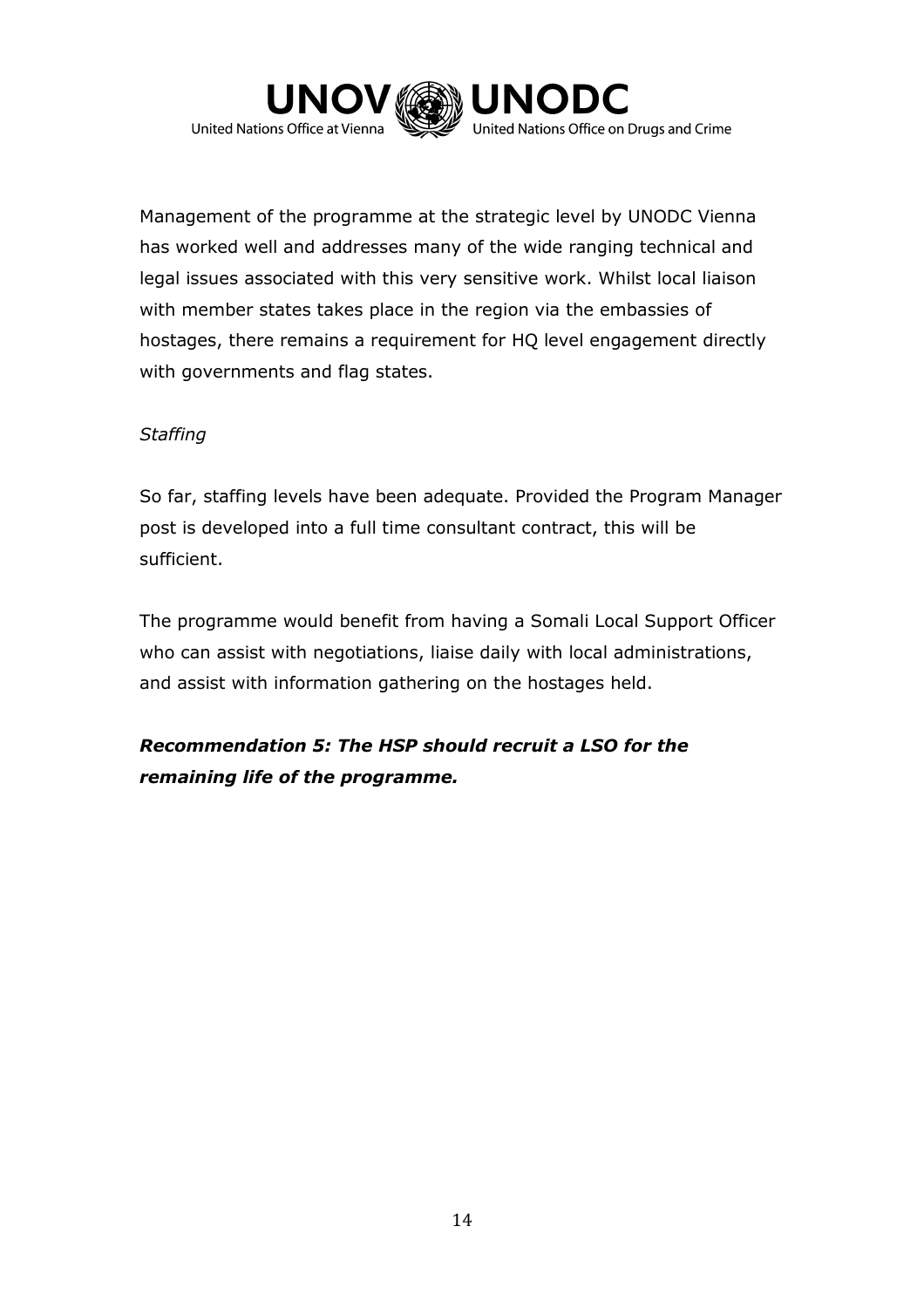Management of the programme at the strategic level by UNODC Vienna has worked well and addresses many of the wide ranging technical and legal issues associated with this very sensitive work. Whilst local liaison with member states takes place in the region via the embassies of hostages, there remains a requirement for HQ level engagement directly with governments and flag states.

*Staffing*

So far, staffing levels have been adequate. Provided the Program Manager post is developed into a full time consultant contract, this will be sufficient.

The programme would benefit from having a Somali Local Support Officer who can assist with negotiations, liaise daily with local administrations, and assist with information gathering on the hostages held.

***Recommendation 5: The HSP should recruit a LSO for the remaining life of the programme.***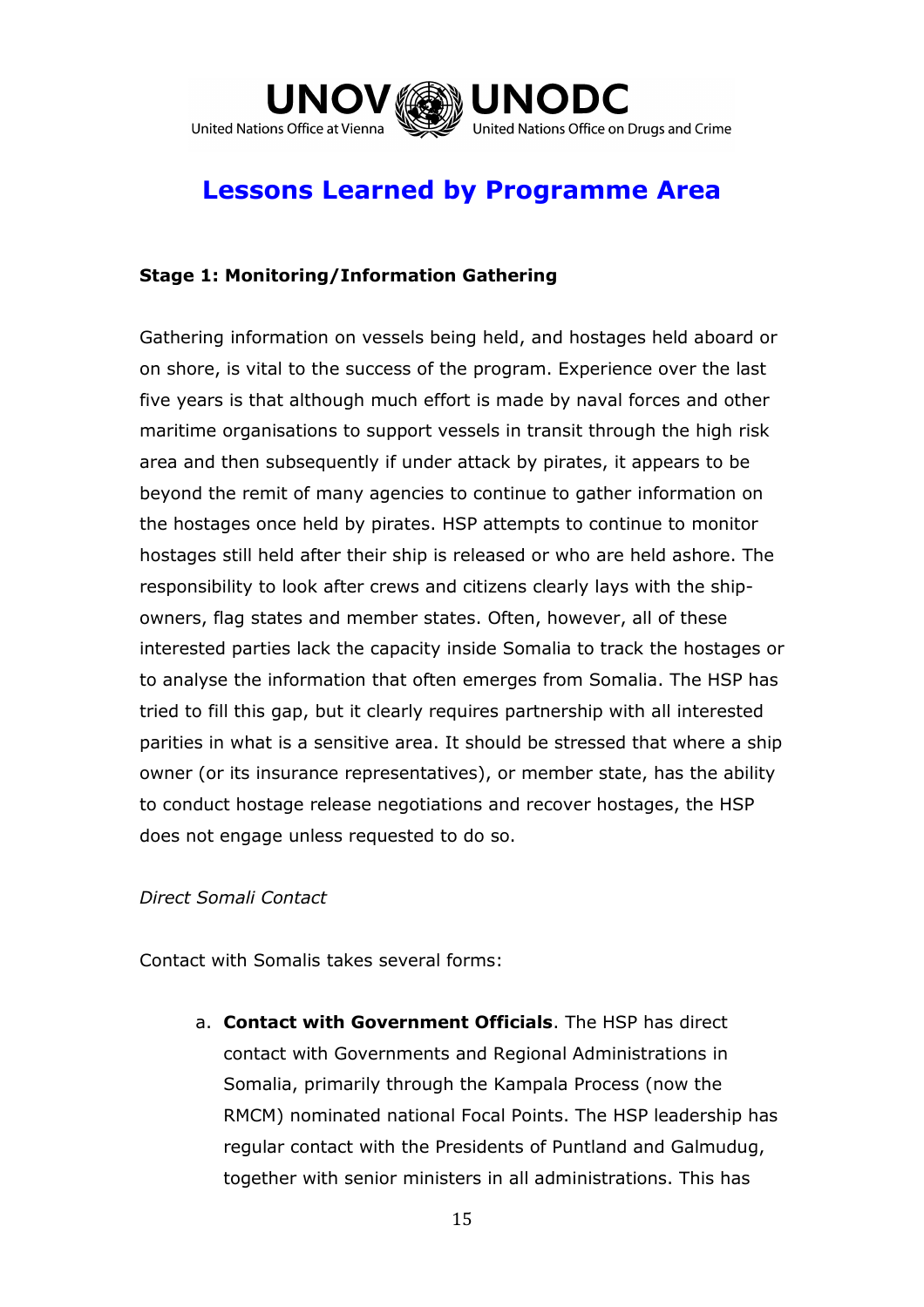# Lessons Learned by Programme Area

**Stage 1: Monitoring/Information Gathering**

Gathering information on vessels being held, and hostages held aboard or on shore, is vital to the success of the program. Experience over the last five years is that although much effort is made by naval forces and other maritime organisations to support vessels in transit through the high risk area and then subsequently if under attack by pirates, it appears to be beyond the remit of many agencies to continue to gather information on the hostages once held by pirates. HSP attempts to continue to monitor hostages still held after their ship is released or who are held ashore. The responsibility to look after crews and citizens clearly lays with the ship-owners, flag states and member states. Often, however, all of these interested parties lack the capacity inside Somalia to track the hostages or to analyse the information that often emerges from Somalia. The HSP has tried to fill this gap, but it clearly requires partnership with all interested parities in what is a sensitive area. It should be stressed that where a ship owner (or its insurance representatives), or member state, has the ability to conduct hostage release negotiations and recover hostages, the HSP does not engage unless requested to do so.

*Direct Somali Contact*

Contact with Somalis takes several forms:

a. **Contact with Government Officials**. The HSP has direct contact with Governments and Regional Administrations in Somalia, primarily through the Kampala Process (now the RMCM) nominated national Focal Points. The HSP leadership has regular contact with the Presidents of Puntland and Galmudug, together with senior ministers in all administrations. This has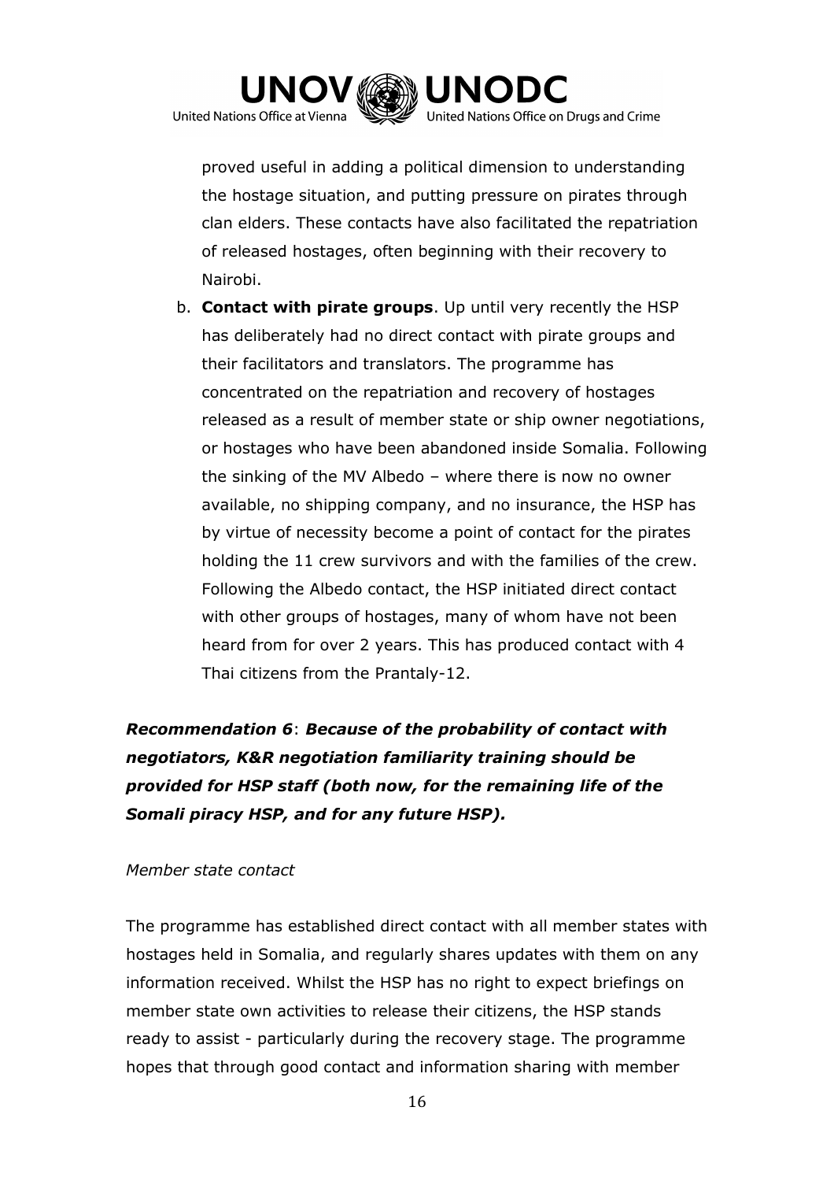proved useful in adding a political dimension to understanding the hostage situation, and putting pressure on pirates through clan elders. These contacts have also facilitated the repatriation of released hostages, often beginning with their recovery to Nairobi.

b. **Contact with pirate groups**. Up until very recently the HSP has deliberately had no direct contact with pirate groups and their facilitators and translators. The programme has concentrated on the repatriation and recovery of hostages released as a result of member state or ship owner negotiations, or hostages who have been abandoned inside Somalia. Following the sinking of the MV Albedo – where there is now no owner available, no shipping company, and no insurance, the HSP has by virtue of necessity become a point of contact for the pirates holding the 11 crew survivors and with the families of the crew. Following the Albedo contact, the HSP initiated direct contact with other groups of hostages, many of whom have not been heard from for over 2 years. This has produced contact with 4 Thai citizens from the Prantaly-12.

***Recommendation 6**: **Because of the probability of contact with negotiators, K&R negotiation familiarity training should be provided for HSP staff (both now, for the remaining life of the Somali piracy HSP, and for any future HSP).***

*Member state contact*

The programme has established direct contact with all member states with hostages held in Somalia, and regularly shares updates with them on any information received. Whilst the HSP has no right to expect briefings on member state own activities to release their citizens, the HSP stands ready to assist - particularly during the recovery stage. The programme hopes that through good contact and information sharing with member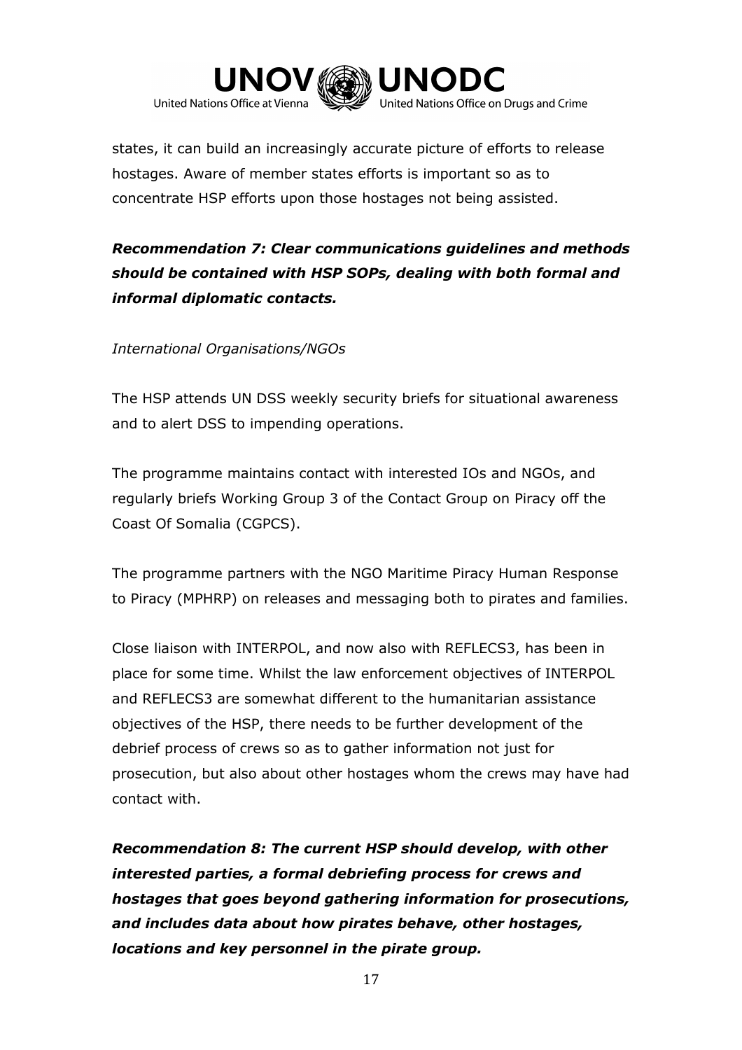states, it can build an increasingly accurate picture of efforts to release hostages. Aware of member states efforts is important so as to concentrate HSP efforts upon those hostages not being assisted.

***Recommendation 7: Clear communications guidelines and methods should be contained with HSP SOPs, dealing with both formal and informal diplomatic contacts.***

*International Organisations/NGOs*

The HSP attends UN DSS weekly security briefs for situational awareness and to alert DSS to impending operations.

The programme maintains contact with interested IOs and NGOs, and regularly briefs Working Group 3 of the Contact Group on Piracy off the Coast Of Somalia (CGPCS).

The programme partners with the NGO Maritime Piracy Human Response to Piracy (MPHRP) on releases and messaging both to pirates and families.

Close liaison with INTERPOL, and now also with REFLECS3, has been in place for some time. Whilst the law enforcement objectives of INTERPOL and REFLECS3 are somewhat different to the humanitarian assistance objectives of the HSP, there needs to be further development of the debrief process of crews so as to gather information not just for prosecution, but also about other hostages whom the crews may have had contact with.

***Recommendation 8: The current HSP should develop, with other interested parties, a formal debriefing process for crews and hostages that goes beyond gathering information for prosecutions, and includes data about how pirates behave, other hostages, locations and key personnel in the pirate group.***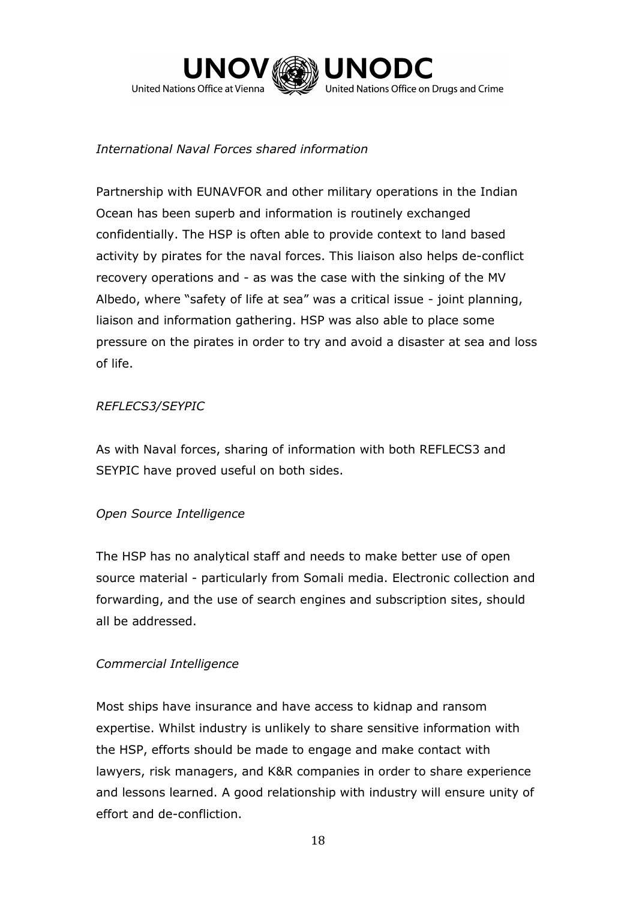*International Naval Forces shared information*

Partnership with EUNAVFOR and other military operations in the Indian Ocean has been superb and information is routinely exchanged confidentially. The HSP is often able to provide context to land based activity by pirates for the naval forces. This liaison also helps de-conflict recovery operations and - as was the case with the sinking of the MV Albedo, where "safety of life at sea" was a critical issue - joint planning, liaison and information gathering. HSP was also able to place some pressure on the pirates in order to try and avoid a disaster at sea and loss of life.

*REFLECS3/SEYPIC*

As with Naval forces, sharing of information with both REFLECS3 and SEYPIC have proved useful on both sides.

*Open Source Intelligence*

The HSP has no analytical staff and needs to make better use of open source material - particularly from Somali media. Electronic collection and forwarding, and the use of search engines and subscription sites, should all be addressed.

*Commercial Intelligence*

Most ships have insurance and have access to kidnap and ransom expertise. Whilst industry is unlikely to share sensitive information with the HSP, efforts should be made to engage and make contact with lawyers, risk managers, and K&R companies in order to share experience and lessons learned. A good relationship with industry will ensure unity of effort and de-confliction.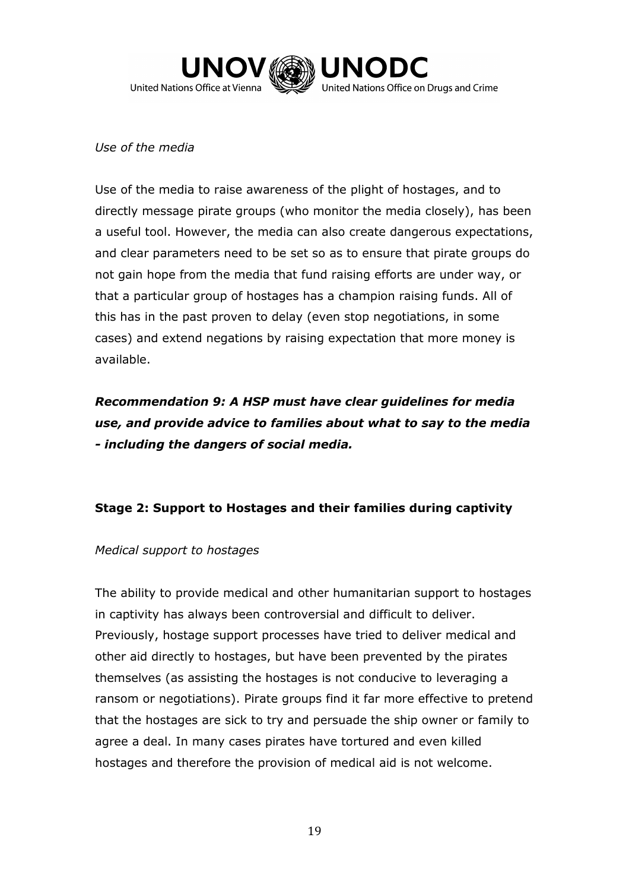*Use of the media*

Use of the media to raise awareness of the plight of hostages, and to directly message pirate groups (who monitor the media closely), has been a useful tool. However, the media can also create dangerous expectations, and clear parameters need to be set so as to ensure that pirate groups do not gain hope from the media that fund raising efforts are under way, or that a particular group of hostages has a champion raising funds. All of this has in the past proven to delay (even stop negotiations, in some cases) and extend negations by raising expectation that more money is available.

***Recommendation 9: A HSP must have clear guidelines for media use, and provide advice to families about what to say to the media - including the dangers of social media.***

**Stage 2: Support to Hostages and their families during captivity**

*Medical support to hostages*

The ability to provide medical and other humanitarian support to hostages in captivity has always been controversial and difficult to deliver. Previously, hostage support processes have tried to deliver medical and other aid directly to hostages, but have been prevented by the pirates themselves (as assisting the hostages is not conducive to leveraging a ransom or negotiations). Pirate groups find it far more effective to pretend that the hostages are sick to try and persuade the ship owner or family to agree a deal. In many cases pirates have tortured and even killed hostages and therefore the provision of medical aid is not welcome.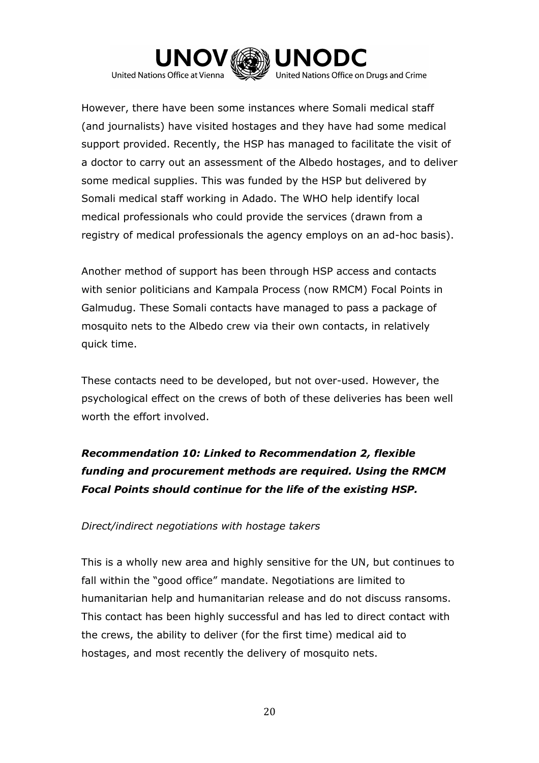However, there have been some instances where Somali medical staff (and journalists) have visited hostages and they have had some medical support provided. Recently, the HSP has managed to facilitate the visit of a doctor to carry out an assessment of the Albedo hostages, and to deliver some medical supplies. This was funded by the HSP but delivered by Somali medical staff working in Adado. The WHO help identify local medical professionals who could provide the services (drawn from a registry of medical professionals the agency employs on an ad-hoc basis).

Another method of support has been through HSP access and contacts with senior politicians and Kampala Process (now RMCM) Focal Points in Galmudug. These Somali contacts have managed to pass a package of mosquito nets to the Albedo crew via their own contacts, in relatively quick time.

These contacts need to be developed, but not over-used. However, the psychological effect on the crews of both of these deliveries has been well worth the effort involved.

***Recommendation 10: Linked to Recommendation 2, flexible funding and procurement methods are required. Using the RMCM Focal Points should continue for the life of the existing HSP.***

*Direct/indirect negotiations with hostage takers*

This is a wholly new area and highly sensitive for the UN, but continues to fall within the "good office" mandate. Negotiations are limited to humanitarian help and humanitarian release and do not discuss ransoms. This contact has been highly successful and has led to direct contact with the crews, the ability to deliver (for the first time) medical aid to hostages, and most recently the delivery of mosquito nets.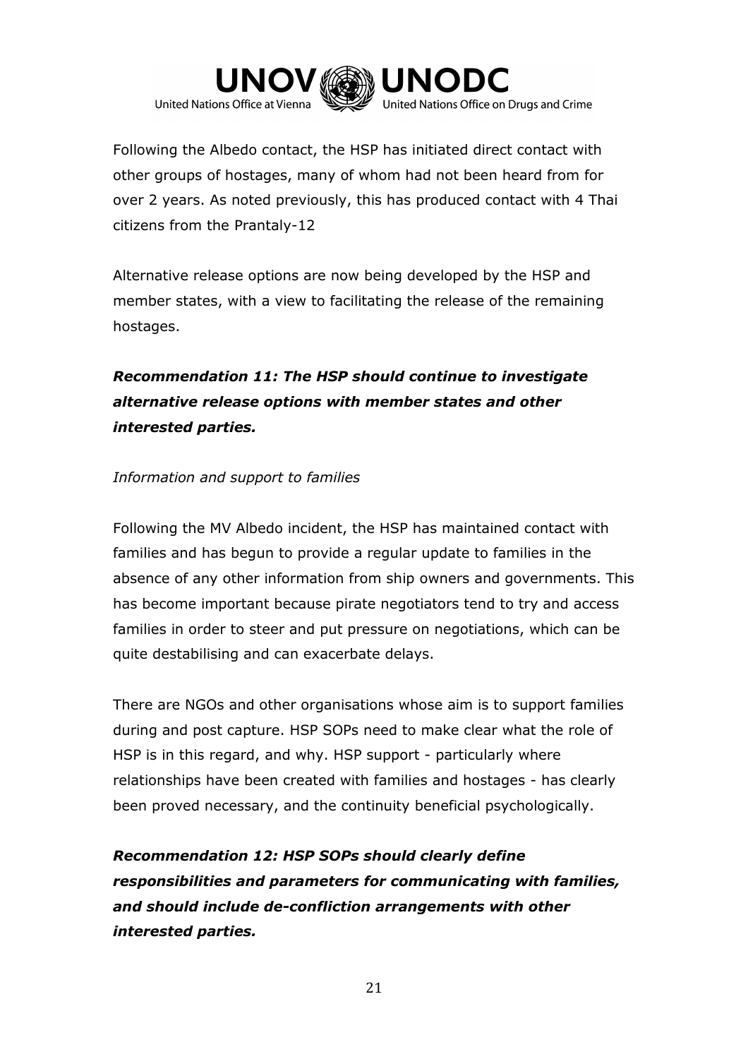Following the Albedo contact, the HSP has initiated direct contact with other groups of hostages, many of whom had not been heard from for over 2 years. As noted previously, this has produced contact with 4 Thai citizens from the Prantaly-12

Alternative release options are now being developed by the HSP and member states, with a view to facilitating the release of the remaining hostages.

***Recommendation 11: The HSP should continue to investigate alternative release options with member states and other interested parties.***

*Information and support to families*

Following the MV Albedo incident, the HSP has maintained contact with families and has begun to provide a regular update to families in the absence of any other information from ship owners and governments. This has become important because pirate negotiators tend to try and access families in order to steer and put pressure on negotiations, which can be quite destabilising and can exacerbate delays.

There are NGOs and other organisations whose aim is to support families during and post capture. HSP SOPs need to make clear what the role of HSP is in this regard, and why. HSP support - particularly where relationships have been created with families and hostages - has clearly been proved necessary, and the continuity beneficial psychologically.

***Recommendation 12: HSP SOPs should clearly define responsibilities and parameters for communicating with families, and should include de-confliction arrangements with other interested parties.***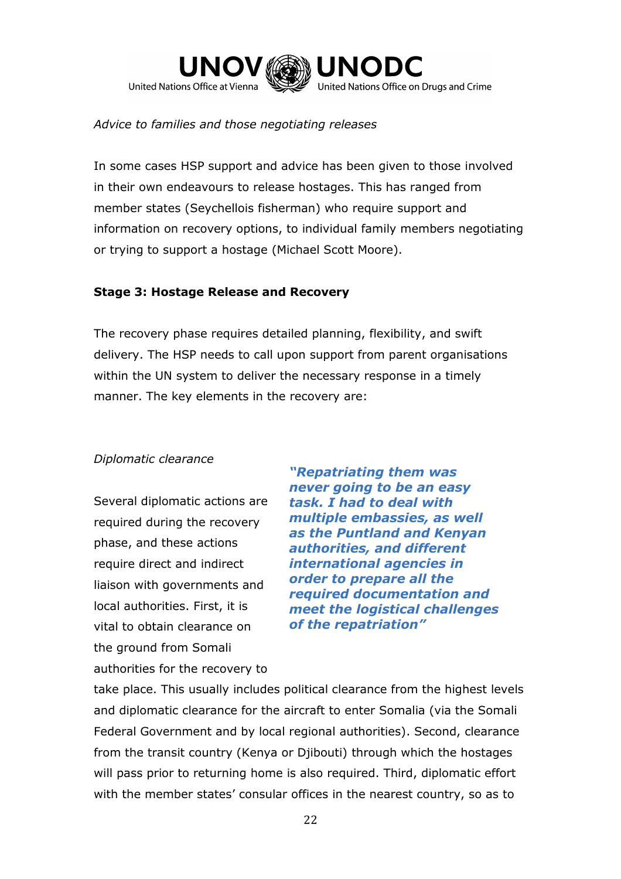*Advice to families and those negotiating releases*

In some cases HSP support and advice has been given to those involved in their own endeavours to release hostages. This has ranged from member states (Seychellois fisherman) who require support and information on recovery options, to individual family members negotiating or trying to support a hostage (Michael Scott Moore).

**Stage 3: Hostage Release and Recovery**

The recovery phase requires detailed planning, flexibility, and swift delivery. The HSP needs to call upon support from parent organisations within the UN system to deliver the necessary response in a timely manner. The key elements in the recovery are:

*Diplomatic clearance*

***"Repatriating them was never going to be an easy task. I had to deal with multiple embassies, as well as the Puntland and Kenyan authorities, and different international agencies in order to prepare all the required documentation and meet the logistical challenges of the repatriation"***

Several diplomatic actions are required during the recovery phase, and these actions require direct and indirect liaison with governments and local authorities. First, it is vital to obtain clearance on the ground from Somali authorities for the recovery to take place. This usually includes political clearance from the highest levels and diplomatic clearance for the aircraft to enter Somalia (via the Somali Federal Government and by local regional authorities). Second, clearance from the transit country (Kenya or Djibouti) through which the hostages will pass prior to returning home is also required. Third, diplomatic effort with the member states' consular offices in the nearest country, so as to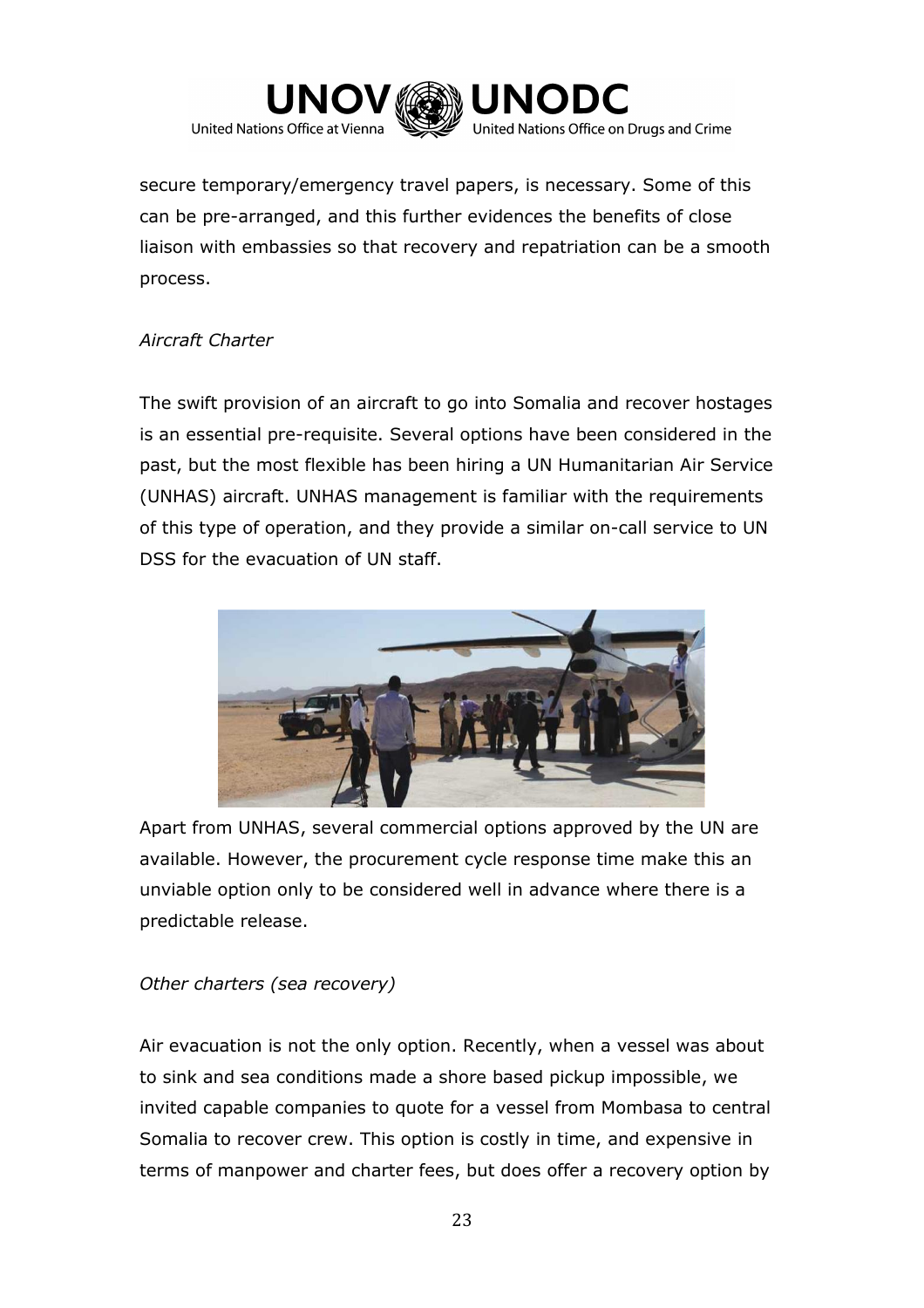secure temporary/emergency travel papers, is necessary. Some of this can be pre-arranged, and this further evidences the benefits of close liaison with embassies so that recovery and repatriation can be a smooth process.

*Aircraft Charter*

The swift provision of an aircraft to go into Somalia and recover hostages is an essential pre-requisite. Several options have been considered in the past, but the most flexible has been hiring a UN Humanitarian Air Service (UNHAS) aircraft. UNHAS management is familiar with the requirements of this type of operation, and they provide a similar on-call service to UN DSS for the evacuation of UN staff.

Apart from UNHAS, several commercial options approved by the UN are available. However, the procurement cycle response time make this an unviable option only to be considered well in advance where there is a predictable release.

*Other charters (sea recovery)*

Air evacuation is not the only option. Recently, when a vessel was about to sink and sea conditions made a shore based pickup impossible, we invited capable companies to quote for a vessel from Mombasa to central Somalia to recover crew. This option is costly in time, and expensive in terms of manpower and charter fees, but does offer a recovery option by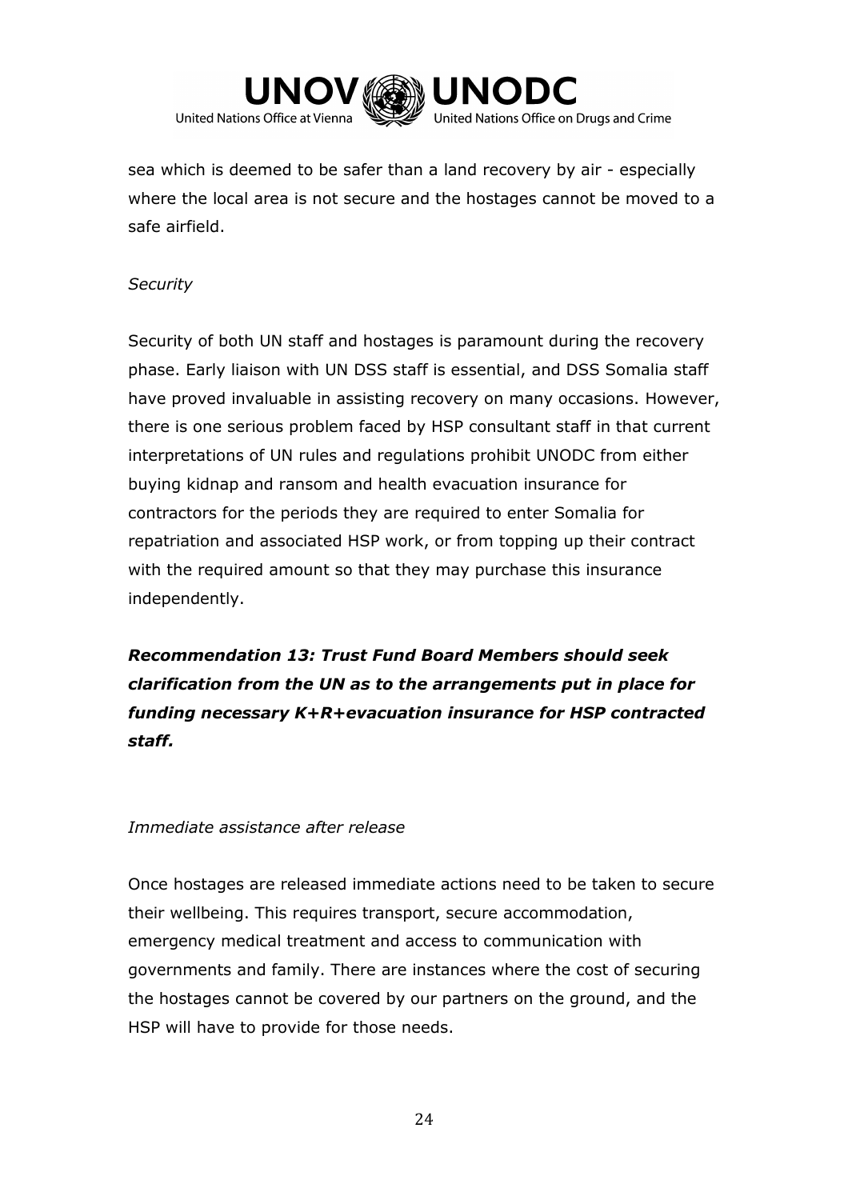sea which is deemed to be safer than a land recovery by air - especially where the local area is not secure and the hostages cannot be moved to a safe airfield.

*Security*

Security of both UN staff and hostages is paramount during the recovery phase. Early liaison with UN DSS staff is essential, and DSS Somalia staff have proved invaluable in assisting recovery on many occasions. However, there is one serious problem faced by HSP consultant staff in that current interpretations of UN rules and regulations prohibit UNODC from either buying kidnap and ransom and health evacuation insurance for contractors for the periods they are required to enter Somalia for repatriation and associated HSP work, or from topping up their contract with the required amount so that they may purchase this insurance independently.

***Recommendation 13: Trust Fund Board Members should seek clarification from the UN as to the arrangements put in place for funding necessary K+R+evacuation insurance for HSP contracted staff.***

*Immediate assistance after release*

Once hostages are released immediate actions need to be taken to secure their wellbeing. This requires transport, secure accommodation, emergency medical treatment and access to communication with governments and family. There are instances where the cost of securing the hostages cannot be covered by our partners on the ground, and the HSP will have to provide for those needs.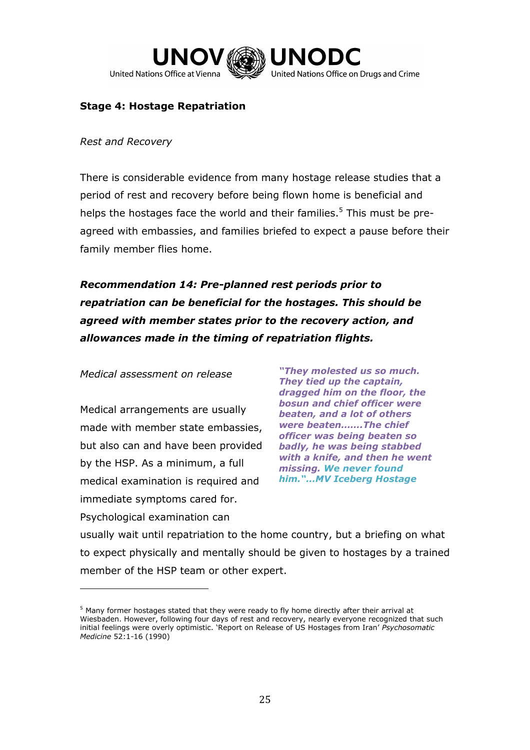**Stage 4: Hostage Repatriation**

*Rest and Recovery*

There is considerable evidence from many hostage release studies that a period of rest and recovery before being flown home is beneficial and helps the hostages face the world and their families.[5] This must be pre-agreed with embassies, and families briefed to expect a pause before their family member flies home.

***Recommendation 14: Pre-planned rest periods prior to repatriation can be beneficial for the hostages. This should be agreed with member states prior to the recovery action, and allowances made in the timing of repatriation flights.***

*Medical assessment on release*

Medical arrangements are usually made with member state embassies, but also can and have been provided by the HSP. As a minimum, a full medical examination is required and immediate symptoms cared for. Psychological examination can usually wait until repatriation to the home country, but a briefing on what to expect physically and mentally should be given to hostages by a trained member of the HSP team or other expert.

***"They molested us so much. They tied up the captain, dragged him on the floor, the bosun and chief officer were beaten, and a lot of others were beaten…….The chief officer was being beaten so badly, he was being stabbed with a knife, and then he went missing. We never found him."…MV Iceberg Hostage***

---

[5] Many former hostages stated that they were ready to fly home directly after their arrival at Wiesbaden. However, following four days of rest and recovery, nearly everyone recognized that such initial feelings were overly optimistic. 'Report on Release of US Hostages from Iran' *Psychosomatic Medicine* 52:1-16 (1990)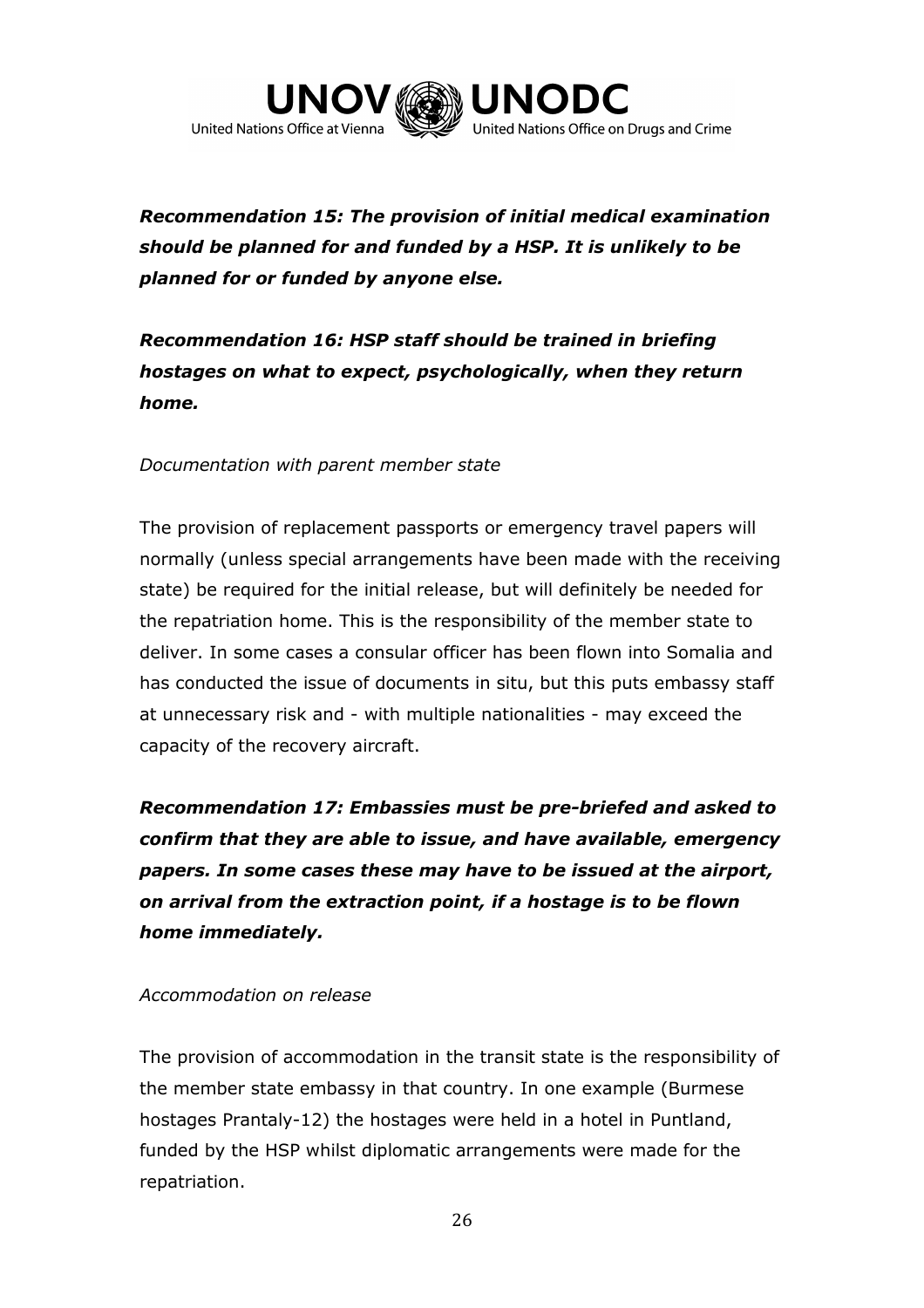***Recommendation 15: The provision of initial medical examination should be planned for and funded by a HSP. It is unlikely to be planned for or funded by anyone else.***

***Recommendation 16: HSP staff should be trained in briefing hostages on what to expect, psychologically, when they return home.***

*Documentation with parent member state*

The provision of replacement passports or emergency travel papers will normally (unless special arrangements have been made with the receiving state) be required for the initial release, but will definitely be needed for the repatriation home. This is the responsibility of the member state to deliver. In some cases a consular officer has been flown into Somalia and has conducted the issue of documents in situ, but this puts embassy staff at unnecessary risk and - with multiple nationalities - may exceed the capacity of the recovery aircraft.

***Recommendation 17: Embassies must be pre-briefed and asked to confirm that they are able to issue, and have available, emergency papers. In some cases these may have to be issued at the airport, on arrival from the extraction point, if a hostage is to be flown home immediately.***

*Accommodation on release*

The provision of accommodation in the transit state is the responsibility of the member state embassy in that country. In one example (Burmese hostages Prantaly-12) the hostages were held in a hotel in Puntland, funded by the HSP whilst diplomatic arrangements were made for the repatriation.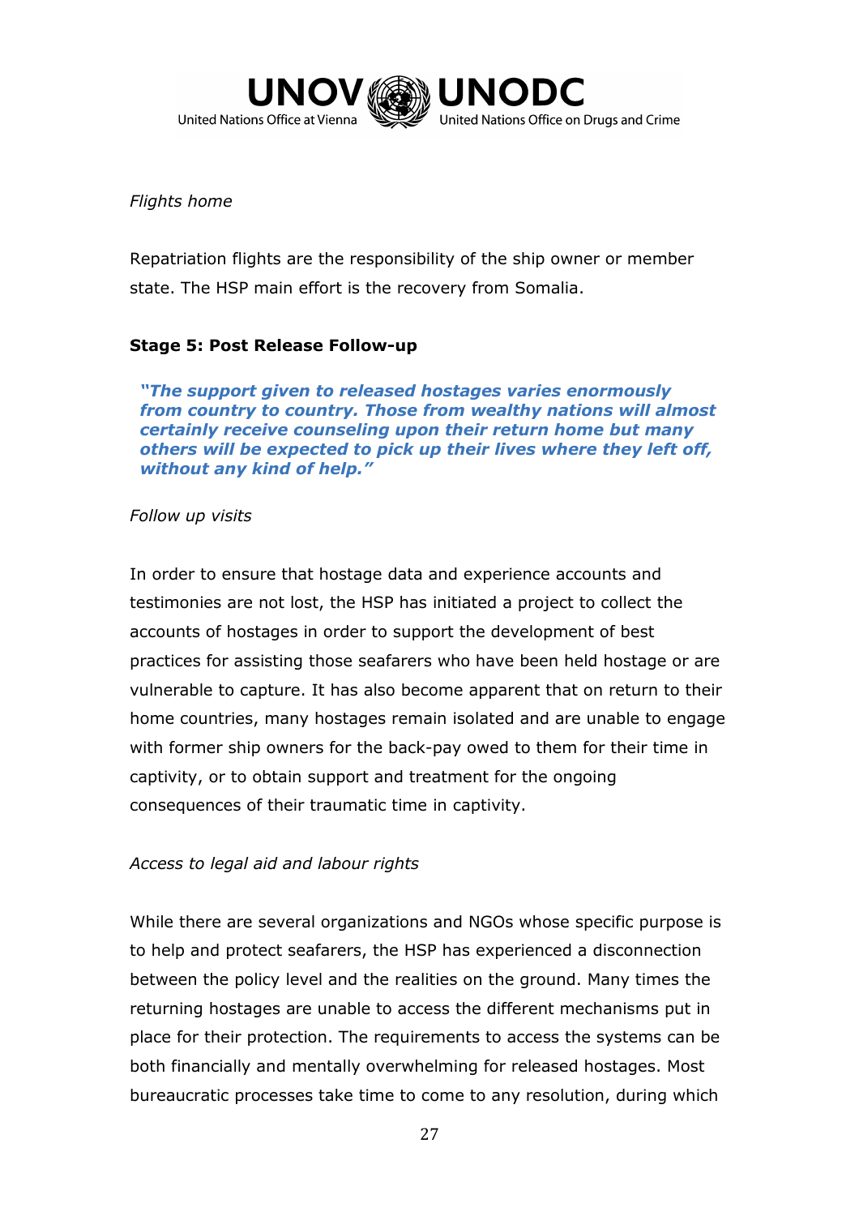*Flights home*

Repatriation flights are the responsibility of the ship owner or member state. The HSP main effort is the recovery from Somalia.

**Stage 5: Post Release Follow-up**

> ***"The support given to released hostages varies enormously from country to country. Those from wealthy nations will almost certainly receive counseling upon their return home but many others will be expected to pick up their lives where they left off, without any kind of help."***

*Follow up visits*

In order to ensure that hostage data and experience accounts and testimonies are not lost, the HSP has initiated a project to collect the accounts of hostages in order to support the development of best practices for assisting those seafarers who have been held hostage or are vulnerable to capture. It has also become apparent that on return to their home countries, many hostages remain isolated and are unable to engage with former ship owners for the back-pay owed to them for their time in captivity, or to obtain support and treatment for the ongoing consequences of their traumatic time in captivity.

*Access to legal aid and labour rights*

While there are several organizations and NGOs whose specific purpose is to help and protect seafarers, the HSP has experienced a disconnection between the policy level and the realities on the ground. Many times the returning hostages are unable to access the different mechanisms put in place for their protection. The requirements to access the systems can be both financially and mentally overwhelming for released hostages. Most bureaucratic processes take time to come to any resolution, during which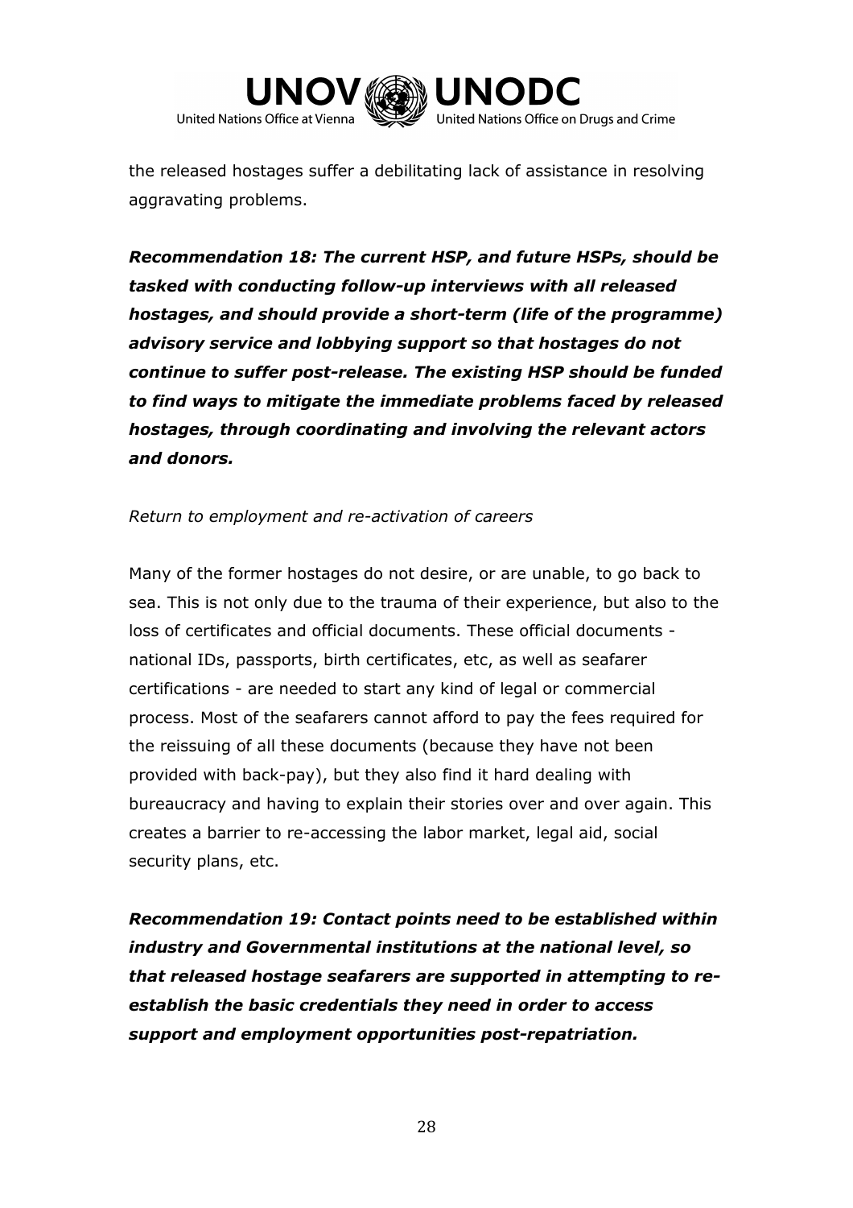the released hostages suffer a debilitating lack of assistance in resolving aggravating problems.

***Recommendation 18: The current HSP, and future HSPs, should be tasked with conducting follow-up interviews with all released hostages, and should provide a short-term (life of the programme) advisory service and lobbying support so that hostages do not continue to suffer post-release. The existing HSP should be funded to find ways to mitigate the immediate problems faced by released hostages, through coordinating and involving the relevant actors and donors.***

*Return to employment and re-activation of careers*

Many of the former hostages do not desire, or are unable, to go back to sea. This is not only due to the trauma of their experience, but also to the loss of certificates and official documents. These official documents - national IDs, passports, birth certificates, etc, as well as seafarer certifications - are needed to start any kind of legal or commercial process. Most of the seafarers cannot afford to pay the fees required for the reissuing of all these documents (because they have not been provided with back-pay), but they also find it hard dealing with bureaucracy and having to explain their stories over and over again. This creates a barrier to re-accessing the labor market, legal aid, social security plans, etc.

***Recommendation 19: Contact points need to be established within industry and Governmental institutions at the national level, so that released hostage seafarers are supported in attempting to re-establish the basic credentials they need in order to access support and employment opportunities post-repatriation.***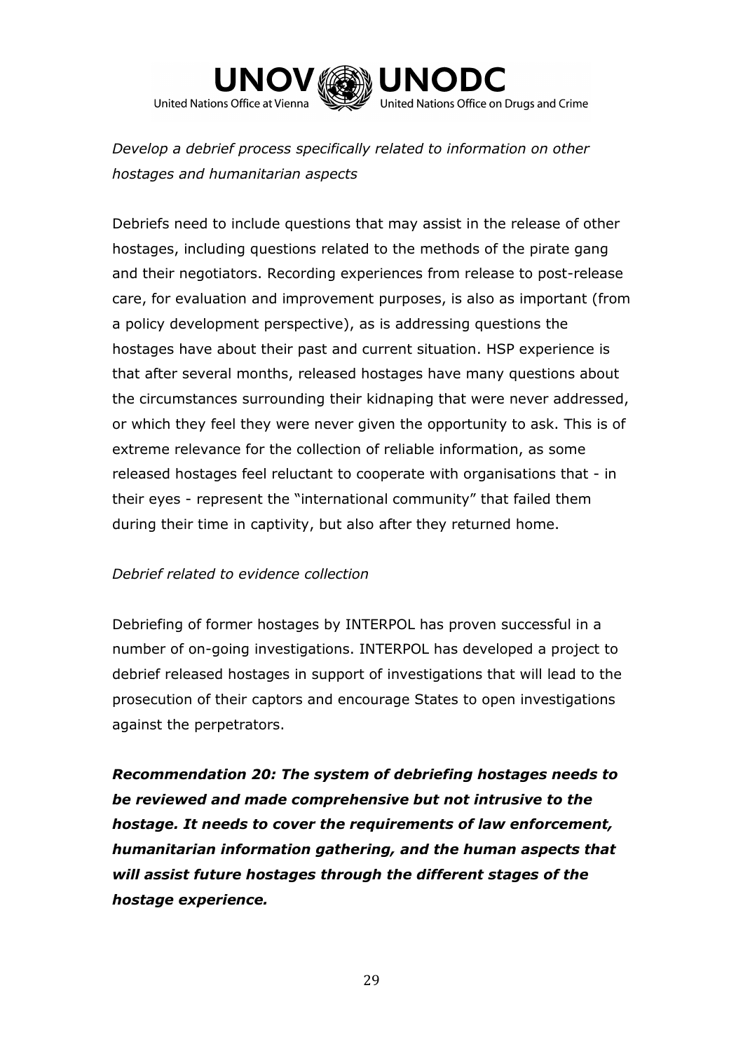*Develop a debrief process specifically related to information on other hostages and humanitarian aspects*

Debriefs need to include questions that may assist in the release of other hostages, including questions related to the methods of the pirate gang and their negotiators. Recording experiences from release to post-release care, for evaluation and improvement purposes, is also as important (from a policy development perspective), as is addressing questions the hostages have about their past and current situation. HSP experience is that after several months, released hostages have many questions about the circumstances surrounding their kidnaping that were never addressed, or which they feel they were never given the opportunity to ask. This is of extreme relevance for the collection of reliable information, as some released hostages feel reluctant to cooperate with organisations that - in their eyes - represent the "international community" that failed them during their time in captivity, but also after they returned home.

*Debrief related to evidence collection*

Debriefing of former hostages by INTERPOL has proven successful in a number of on-going investigations. INTERPOL has developed a project to debrief released hostages in support of investigations that will lead to the prosecution of their captors and encourage States to open investigations against the perpetrators.

***Recommendation 20: The system of debriefing hostages needs to be reviewed and made comprehensive but not intrusive to the hostage. It needs to cover the requirements of law enforcement, humanitarian information gathering, and the human aspects that will assist future hostages through the different stages of the hostage experience.***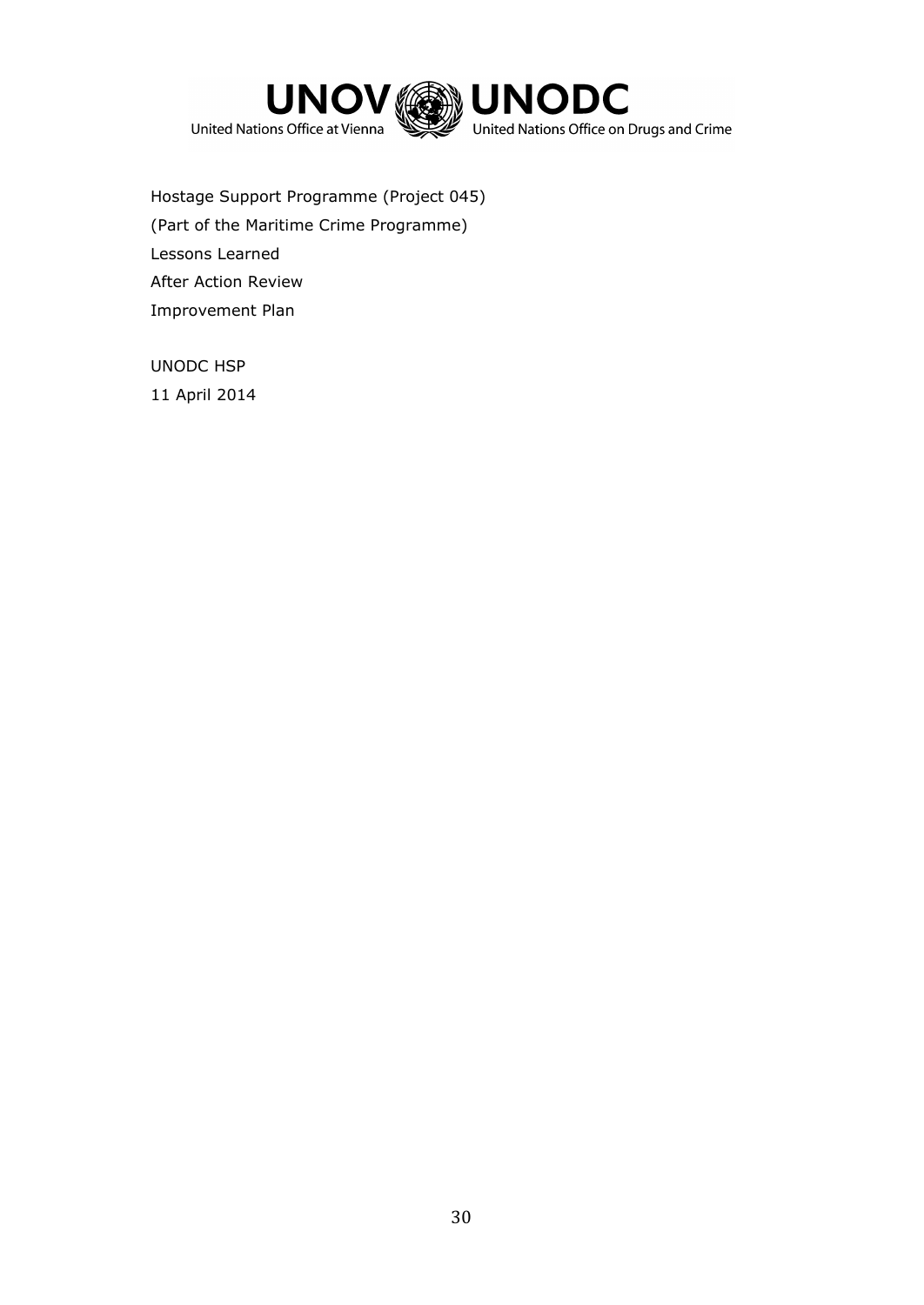UNOV United Nations Office at Vienna

UNODC United Nations Office on Drugs and Crime

Hostage Support Programme (Project 045)

(Part of the Maritime Crime Programme)

Lessons Learned

After Action Review

Improvement Plan

UNODC HSP

11 April 2014